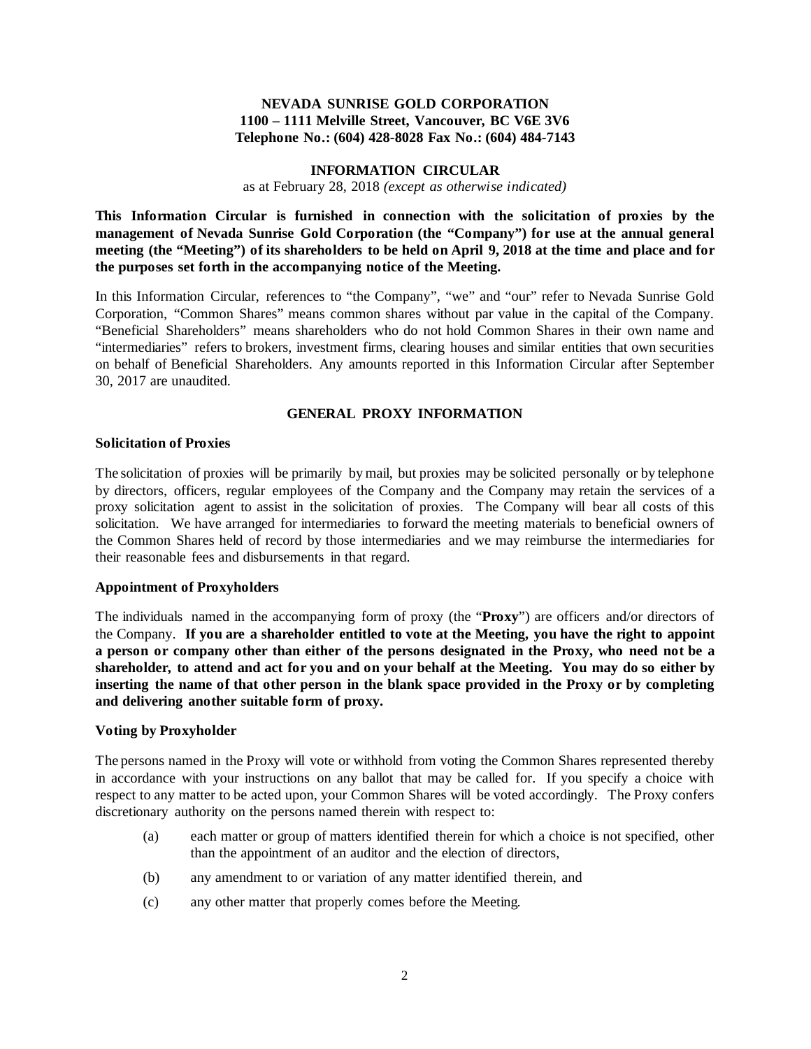**NEVADA SUNRISE GOLD CORPORATION**
**1100 – 1111 Melville Street, Vancouver, BC V6E 3V6**
**Telephone No.: (604) 428-8028 Fax No.: (604) 484-7143**

# INFORMATION CIRCULAR

as at February 28, 2018 *(except as otherwise indicated)*

**This Information Circular is furnished in connection with the solicitation of proxies by the management of Nevada Sunrise Gold Corporation (the "Company") for use at the annual general meeting (the "Meeting") of its shareholders to be held on April 9, 2018 at the time and place and for the purposes set forth in the accompanying notice of the Meeting.**

In this Information Circular, references to "the Company", "we" and "our" refer to Nevada Sunrise Gold Corporation, "Common Shares" means common shares without par value in the capital of the Company. "Beneficial Shareholders" means shareholders who do not hold Common Shares in their own name and "intermediaries" refers to brokers, investment firms, clearing houses and similar entities that own securities on behalf of Beneficial Shareholders. Any amounts reported in this Information Circular after September 30, 2017 are unaudited.

## GENERAL PROXY INFORMATION

### Solicitation of Proxies

The solicitation of proxies will be primarily by mail, but proxies may be solicited personally or by telephone by directors, officers, regular employees of the Company and the Company may retain the services of a proxy solicitation agent to assist in the solicitation of proxies. The Company will bear all costs of this solicitation. We have arranged for intermediaries to forward the meeting materials to beneficial owners of the Common Shares held of record by those intermediaries and we may reimburse the intermediaries for their reasonable fees and disbursements in that regard.

### Appointment of Proxyholders

The individuals named in the accompanying form of proxy (the "**Proxy**") are officers and/or directors of the Company. **If you are a shareholder entitled to vote at the Meeting, you have the right to appoint a person or company other than either of the persons designated in the Proxy, who need not be a shareholder, to attend and act for you and on your behalf at the Meeting. You may do so either by inserting the name of that other person in the blank space provided in the Proxy or by completing and delivering another suitable form of proxy.**

### Voting by Proxyholder

The persons named in the Proxy will vote or withhold from voting the Common Shares represented thereby in accordance with your instructions on any ballot that may be called for. If you specify a choice with respect to any matter to be acted upon, your Common Shares will be voted accordingly. The Proxy confers discretionary authority on the persons named therein with respect to:

(a) each matter or group of matters identified therein for which a choice is not specified, other than the appointment of an auditor and the election of directors,

(b) any amendment to or variation of any matter identified therein, and

(c) any other matter that properly comes before the Meeting.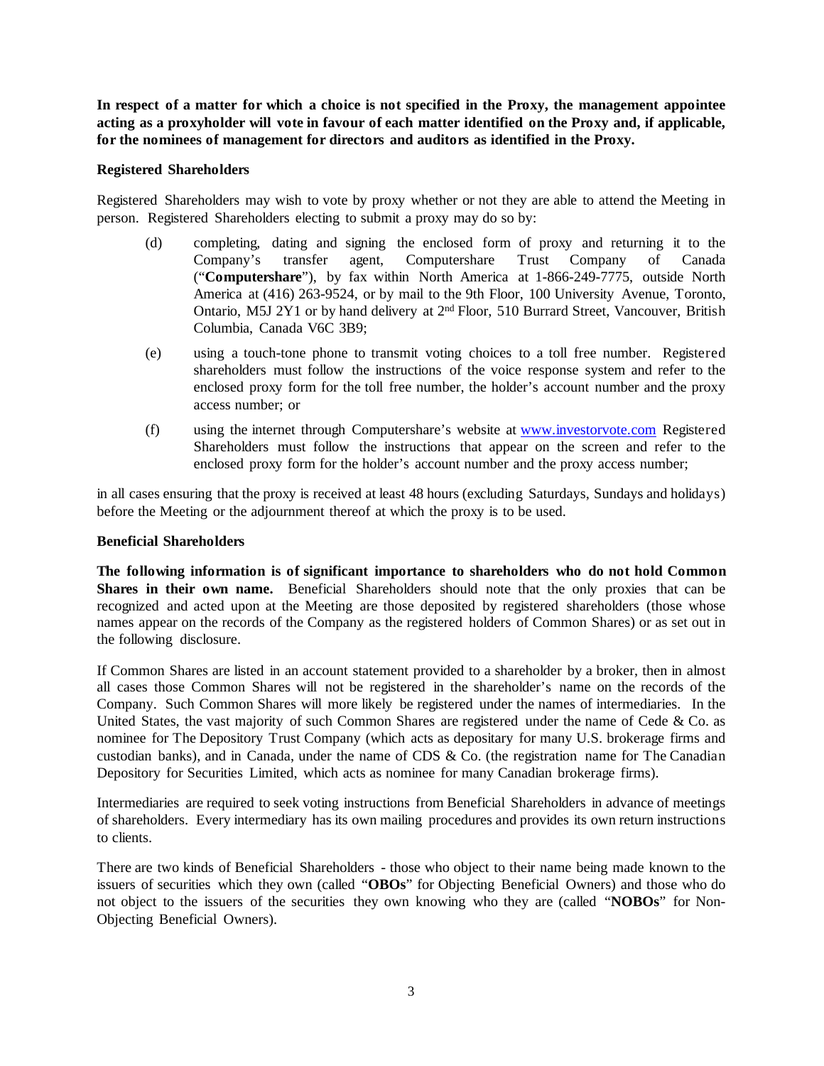**In respect of a matter for which a choice is not specified in the Proxy, the management appointee acting as a proxyholder will vote in favour of each matter identified on the Proxy and, if applicable, for the nominees of management for directors and auditors as identified in the Proxy.**

**Registered Shareholders**

Registered Shareholders may wish to vote by proxy whether or not they are able to attend the Meeting in person. Registered Shareholders electing to submit a proxy may do so by:

(d) completing, dating and signing the enclosed form of proxy and returning it to the Company's transfer agent, Computershare Trust Company of Canada ("**Computershare**"), by fax within North America at 1-866-249-7775, outside North America at (416) 263-9524, or by mail to the 9th Floor, 100 University Avenue, Toronto, Ontario, M5J 2Y1 or by hand delivery at 2nd Floor, 510 Burrard Street, Vancouver, British Columbia, Canada V6C 3B9;

(e) using a touch-tone phone to transmit voting choices to a toll free number. Registered shareholders must follow the instructions of the voice response system and refer to the enclosed proxy form for the toll free number, the holder's account number and the proxy access number; or

(f) using the internet through Computershare's website at www.investorvote.com Registered Shareholders must follow the instructions that appear on the screen and refer to the enclosed proxy form for the holder's account number and the proxy access number;

in all cases ensuring that the proxy is received at least 48 hours (excluding Saturdays, Sundays and holidays) before the Meeting or the adjournment thereof at which the proxy is to be used.

**Beneficial Shareholders**

**The following information is of significant importance to shareholders who do not hold Common Shares in their own name.** Beneficial Shareholders should note that the only proxies that can be recognized and acted upon at the Meeting are those deposited by registered shareholders (those whose names appear on the records of the Company as the registered holders of Common Shares) or as set out in the following disclosure.

If Common Shares are listed in an account statement provided to a shareholder by a broker, then in almost all cases those Common Shares will not be registered in the shareholder's name on the records of the Company. Such Common Shares will more likely be registered under the names of intermediaries. In the United States, the vast majority of such Common Shares are registered under the name of Cede & Co. as nominee for The Depository Trust Company (which acts as depositary for many U.S. brokerage firms and custodian banks), and in Canada, under the name of CDS & Co. (the registration name for The Canadian Depository for Securities Limited, which acts as nominee for many Canadian brokerage firms).

Intermediaries are required to seek voting instructions from Beneficial Shareholders in advance of meetings of shareholders. Every intermediary has its own mailing procedures and provides its own return instructions to clients.

There are two kinds of Beneficial Shareholders - those who object to their name being made known to the issuers of securities which they own (called "**OBOs**" for Objecting Beneficial Owners) and those who do not object to the issuers of the securities they own knowing who they are (called "**NOBOs**" for Non-Objecting Beneficial Owners).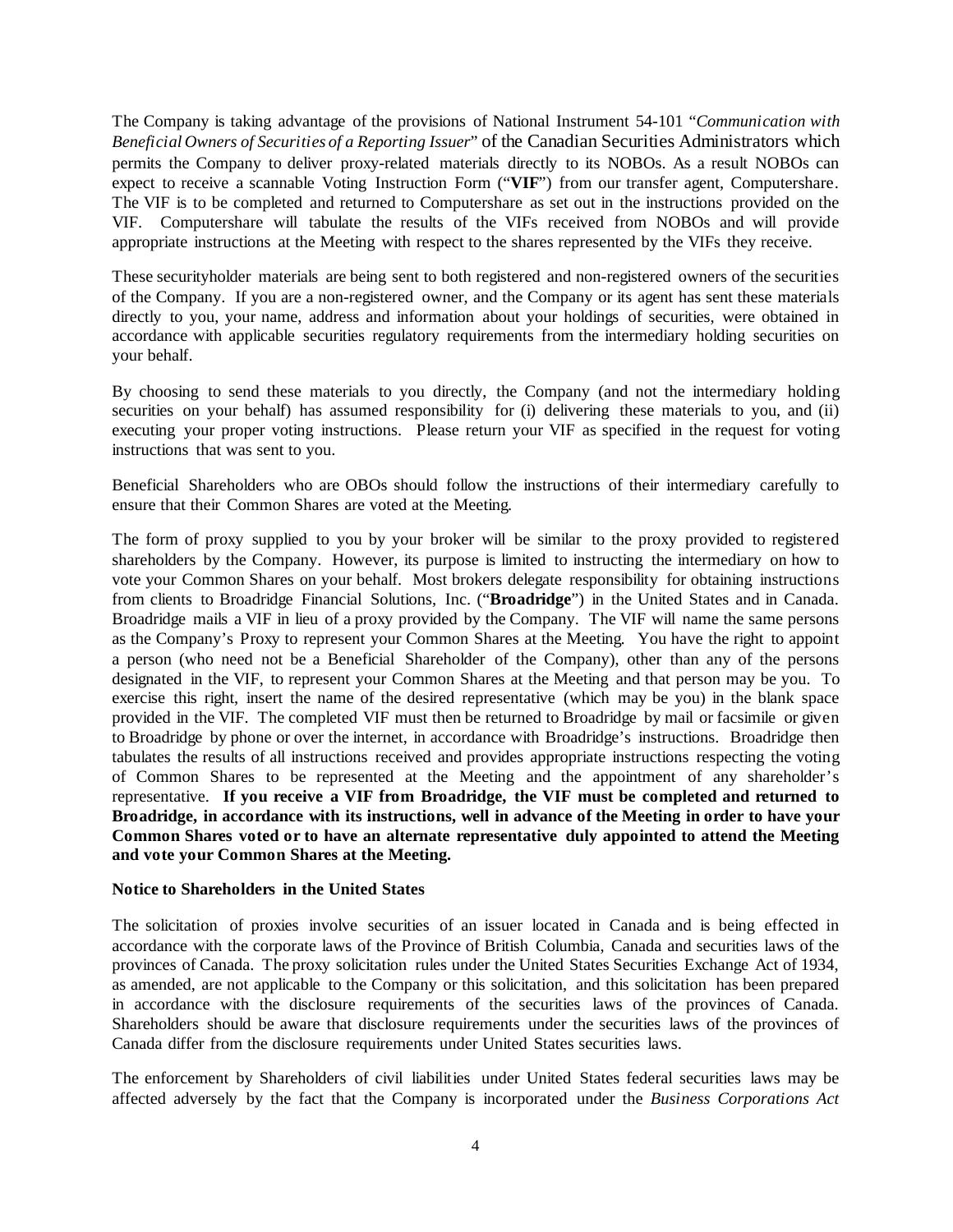The Company is taking advantage of the provisions of National Instrument 54-101 "*Communication with Beneficial Owners of Securities of a Reporting Issuer*" of the Canadian Securities Administrators which permits the Company to deliver proxy-related materials directly to its NOBOs. As a result NOBOs can expect to receive a scannable Voting Instruction Form ("**VIF**") from our transfer agent, Computershare. The VIF is to be completed and returned to Computershare as set out in the instructions provided on the VIF. Computershare will tabulate the results of the VIFs received from NOBOs and will provide appropriate instructions at the Meeting with respect to the shares represented by the VIFs they receive.

These securityholder materials are being sent to both registered and non-registered owners of the securities of the Company. If you are a non-registered owner, and the Company or its agent has sent these materials directly to you, your name, address and information about your holdings of securities, were obtained in accordance with applicable securities regulatory requirements from the intermediary holding securities on your behalf.

By choosing to send these materials to you directly, the Company (and not the intermediary holding securities on your behalf) has assumed responsibility for (i) delivering these materials to you, and (ii) executing your proper voting instructions. Please return your VIF as specified in the request for voting instructions that was sent to you.

Beneficial Shareholders who are OBOs should follow the instructions of their intermediary carefully to ensure that their Common Shares are voted at the Meeting.

The form of proxy supplied to you by your broker will be similar to the proxy provided to registered shareholders by the Company. However, its purpose is limited to instructing the intermediary on how to vote your Common Shares on your behalf. Most brokers delegate responsibility for obtaining instructions from clients to Broadridge Financial Solutions, Inc. ("**Broadridge**") in the United States and in Canada. Broadridge mails a VIF in lieu of a proxy provided by the Company. The VIF will name the same persons as the Company's Proxy to represent your Common Shares at the Meeting. You have the right to appoint a person (who need not be a Beneficial Shareholder of the Company), other than any of the persons designated in the VIF, to represent your Common Shares at the Meeting and that person may be you. To exercise this right, insert the name of the desired representative (which may be you) in the blank space provided in the VIF. The completed VIF must then be returned to Broadridge by mail or facsimile or given to Broadridge by phone or over the internet, in accordance with Broadridge's instructions. Broadridge then tabulates the results of all instructions received and provides appropriate instructions respecting the voting of Common Shares to be represented at the Meeting and the appointment of any shareholder's representative. **If you receive a VIF from Broadridge, the VIF must be completed and returned to Broadridge, in accordance with its instructions, well in advance of the Meeting in order to have your Common Shares voted or to have an alternate representative duly appointed to attend the Meeting and vote your Common Shares at the Meeting.**

**Notice to Shareholders in the United States**

The solicitation of proxies involve securities of an issuer located in Canada and is being effected in accordance with the corporate laws of the Province of British Columbia, Canada and securities laws of the provinces of Canada. The proxy solicitation rules under the United States Securities Exchange Act of 1934, as amended, are not applicable to the Company or this solicitation, and this solicitation has been prepared in accordance with the disclosure requirements of the securities laws of the provinces of Canada. Shareholders should be aware that disclosure requirements under the securities laws of the provinces of Canada differ from the disclosure requirements under United States securities laws.

The enforcement by Shareholders of civil liabilities under United States federal securities laws may be affected adversely by the fact that the Company is incorporated under the *Business Corporations Act*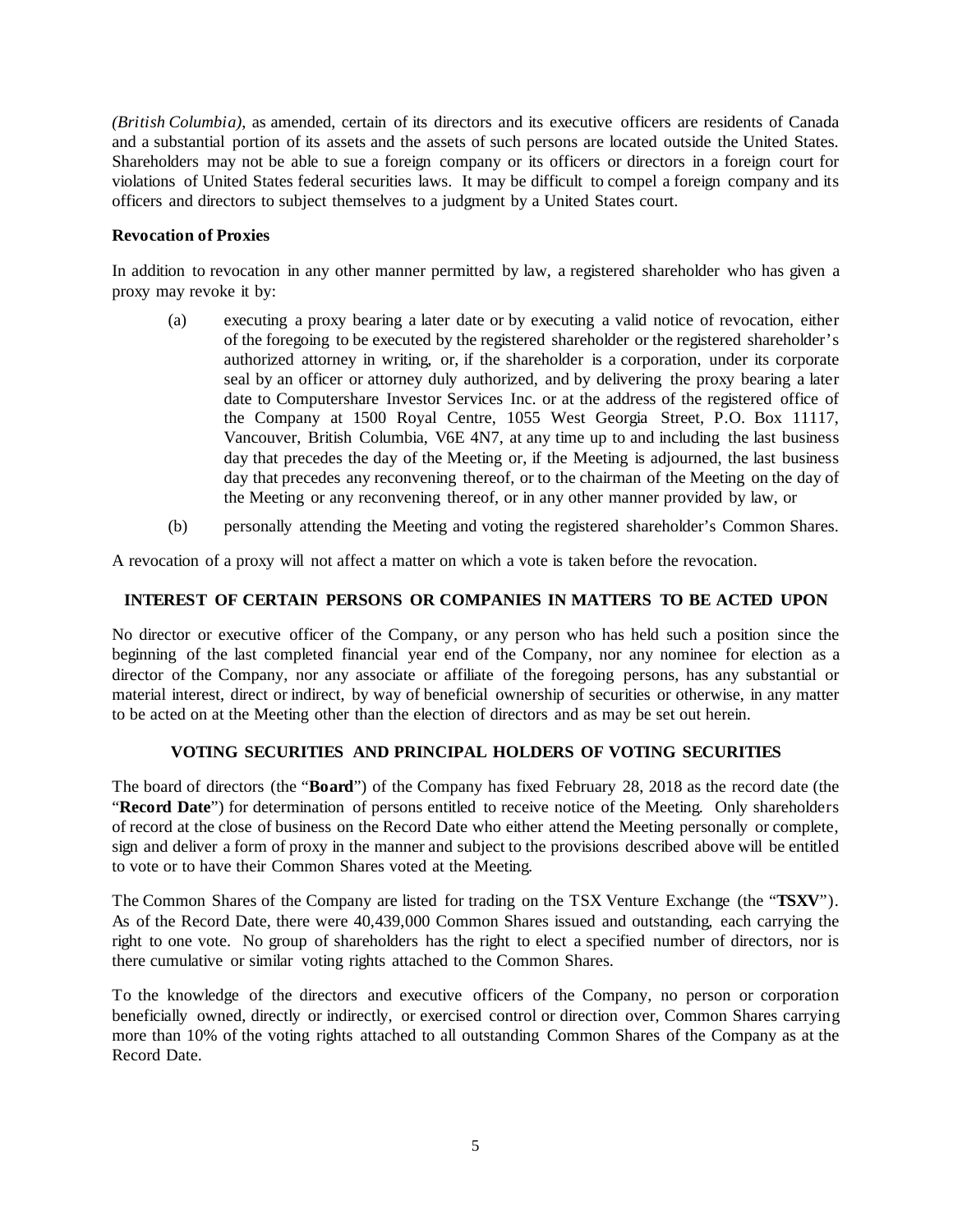*(British Columbia)*, as amended, certain of its directors and its executive officers are residents of Canada and a substantial portion of its assets and the assets of such persons are located outside the United States. Shareholders may not be able to sue a foreign company or its officers or directors in a foreign court for violations of United States federal securities laws. It may be difficult to compel a foreign company and its officers and directors to subject themselves to a judgment by a United States court.

**Revocation of Proxies**

In addition to revocation in any other manner permitted by law, a registered shareholder who has given a proxy may revoke it by:

(a) executing a proxy bearing a later date or by executing a valid notice of revocation, either of the foregoing to be executed by the registered shareholder or the registered shareholder's authorized attorney in writing, or, if the shareholder is a corporation, under its corporate seal by an officer or attorney duly authorized, and by delivering the proxy bearing a later date to Computershare Investor Services Inc. or at the address of the registered office of the Company at 1500 Royal Centre, 1055 West Georgia Street, P.O. Box 11117, Vancouver, British Columbia, V6E 4N7, at any time up to and including the last business day that precedes the day of the Meeting or, if the Meeting is adjourned, the last business day that precedes any reconvening thereof, or to the chairman of the Meeting on the day of the Meeting or any reconvening thereof, or in any other manner provided by law, or

(b) personally attending the Meeting and voting the registered shareholder's Common Shares.

A revocation of a proxy will not affect a matter on which a vote is taken before the revocation.

## INTEREST OF CERTAIN PERSONS OR COMPANIES IN MATTERS TO BE ACTED UPON

No director or executive officer of the Company, or any person who has held such a position since the beginning of the last completed financial year end of the Company, nor any nominee for election as a director of the Company, nor any associate or affiliate of the foregoing persons, has any substantial or material interest, direct or indirect, by way of beneficial ownership of securities or otherwise, in any matter to be acted on at the Meeting other than the election of directors and as may be set out herein.

## VOTING SECURITIES AND PRINCIPAL HOLDERS OF VOTING SECURITIES

The board of directors (the "**Board**") of the Company has fixed February 28, 2018 as the record date (the "**Record Date**") for determination of persons entitled to receive notice of the Meeting. Only shareholders of record at the close of business on the Record Date who either attend the Meeting personally or complete, sign and deliver a form of proxy in the manner and subject to the provisions described above will be entitled to vote or to have their Common Shares voted at the Meeting.

The Common Shares of the Company are listed for trading on the TSX Venture Exchange (the "**TSXV**"). As of the Record Date, there were 40,439,000 Common Shares issued and outstanding, each carrying the right to one vote. No group of shareholders has the right to elect a specified number of directors, nor is there cumulative or similar voting rights attached to the Common Shares.

To the knowledge of the directors and executive officers of the Company, no person or corporation beneficially owned, directly or indirectly, or exercised control or direction over, Common Shares carrying more than 10% of the voting rights attached to all outstanding Common Shares of the Company as at the Record Date.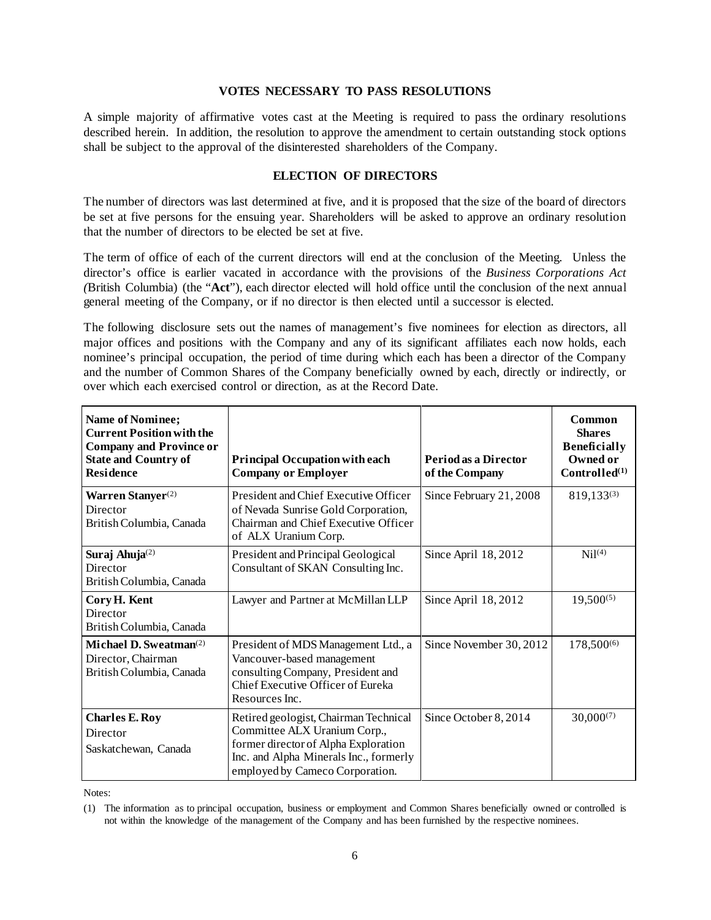## VOTES NECESSARY TO PASS RESOLUTIONS

A simple majority of affirmative votes cast at the Meeting is required to pass the ordinary resolutions described herein. In addition, the resolution to approve the amendment to certain outstanding stock options shall be subject to the approval of the disinterested shareholders of the Company.

## ELECTION OF DIRECTORS

The number of directors was last determined at five, and it is proposed that the size of the board of directors be set at five persons for the ensuing year. Shareholders will be asked to approve an ordinary resolution that the number of directors to be elected be set at five.

The term of office of each of the current directors will end at the conclusion of the Meeting. Unless the director's office is earlier vacated in accordance with the provisions of the *Business Corporations Act (*British Columbia) (the "**Act**"), each director elected will hold office until the conclusion of the next annual general meeting of the Company, or if no director is then elected until a successor is elected.

The following disclosure sets out the names of management's five nominees for election as directors, all major offices and positions with the Company and any of its significant affiliates each now holds, each nominee's principal occupation, the period of time during which each has been a director of the Company and the number of Common Shares of the Company beneficially owned by each, directly or indirectly, or over which each exercised control or direction, as at the Record Date.

| Name of Nominee; Current Position with the Company and Province or State and Country of Residence | Principal Occupation with each Company or Employer | Period as a Director of the Company | Common Shares Beneficially Owned or Controlled[(1)] |
|---|---|---|---|
| **Warren Stanyer**[(2)] Director British Columbia, Canada | President and Chief Executive Officer of Nevada Sunrise Gold Corporation, Chairman and Chief Executive Officer of ALX Uranium Corp. | Since February 21, 2008 | 819,133[(3)] |
| **Suraj Ahuja**[(2)] Director British Columbia, Canada | President and Principal Geological Consultant of SKAN Consulting Inc. | Since April 18, 2012 | Nil[(4)] |
| **Cory H. Kent** Director British Columbia, Canada | Lawyer and Partner at McMillan LLP | Since April 18, 2012 | 19,500[(5)] |
| **Michael D. Sweatman**[(2)] Director, Chairman British Columbia, Canada | President of MDS Management Ltd., a Vancouver-based management consulting Company, President and Chief Executive Officer of Eureka Resources Inc. | Since November 30, 2012 | 178,500[(6)] |
| **Charles E. Roy** Director Saskatchewan, Canada | Retired geologist, Chairman Technical Committee ALX Uranium Corp., former director of Alpha Exploration Inc. and Alpha Minerals Inc., formerly employed by Cameco Corporation. | Since October 8, 2014 | 30,000[(7)] |

Notes:

(1) The information as to principal occupation, business or employment and Common Shares beneficially owned or controlled is not within the knowledge of the management of the Company and has been furnished by the respective nominees.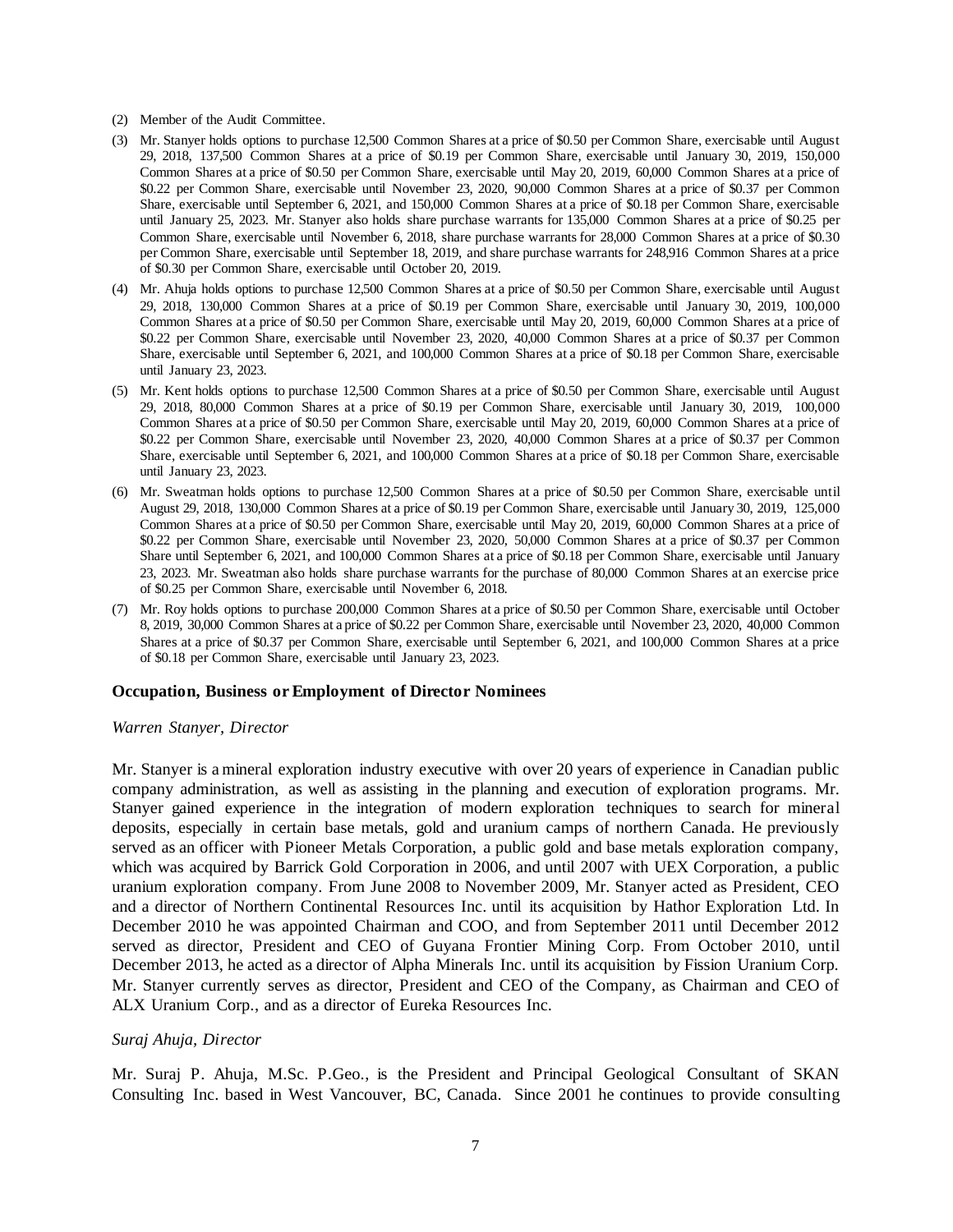(2) Member of the Audit Committee.

(3) Mr. Stanyer holds options to purchase 12,500 Common Shares at a price of $0.50 per Common Share, exercisable until August 29, 2018, 137,500 Common Shares at a price of $0.19 per Common Share, exercisable until January 30, 2019, 150,000 Common Shares at a price of $0.50 per Common Share, exercisable until May 20, 2019, 60,000 Common Shares at a price of $0.22 per Common Share, exercisable until November 23, 2020, 90,000 Common Shares at a price of $0.37 per Common Share, exercisable until September 6, 2021, and 150,000 Common Shares at a price of $0.18 per Common Share, exercisable until January 25, 2023. Mr. Stanyer also holds share purchase warrants for 135,000 Common Shares at a price of $0.25 per Common Share, exercisable until November 6, 2018, share purchase warrants for 28,000 Common Shares at a price of $0.30 per Common Share, exercisable until September 18, 2019, and share purchase warrants for 248,916 Common Shares at a price of $0.30 per Common Share, exercisable until October 20, 2019.

(4) Mr. Ahuja holds options to purchase 12,500 Common Shares at a price of $0.50 per Common Share, exercisable until August 29, 2018, 130,000 Common Shares at a price of $0.19 per Common Share, exercisable until January 30, 2019, 100,000 Common Shares at a price of $0.50 per Common Share, exercisable until May 20, 2019, 60,000 Common Shares at a price of $0.22 per Common Share, exercisable until November 23, 2020, 40,000 Common Shares at a price of $0.37 per Common Share, exercisable until September 6, 2021, and 100,000 Common Shares at a price of $0.18 per Common Share, exercisable until January 23, 2023.

(5) Mr. Kent holds options to purchase 12,500 Common Shares at a price of $0.50 per Common Share, exercisable until August 29, 2018, 80,000 Common Shares at a price of $0.19 per Common Share, exercisable until January 30, 2019, 100,000 Common Shares at a price of $0.50 per Common Share, exercisable until May 20, 2019, 60,000 Common Shares at a price of $0.22 per Common Share, exercisable until November 23, 2020, 40,000 Common Shares at a price of $0.37 per Common Share, exercisable until September 6, 2021, and 100,000 Common Shares at a price of $0.18 per Common Share, exercisable until January 23, 2023.

(6) Mr. Sweatman holds options to purchase 12,500 Common Shares at a price of $0.50 per Common Share, exercisable until August 29, 2018, 130,000 Common Shares at a price of $0.19 per Common Share, exercisable until January 30, 2019, 125,000 Common Shares at a price of $0.50 per Common Share, exercisable until May 20, 2019, 60,000 Common Shares at a price of $0.22 per Common Share, exercisable until November 23, 2020, 50,000 Common Shares at a price of $0.37 per Common Share until September 6, 2021, and 100,000 Common Shares at a price of $0.18 per Common Share, exercisable until January 23, 2023. Mr. Sweatman also holds share purchase warrants for the purchase of 80,000 Common Shares at an exercise price of $0.25 per Common Share, exercisable until November 6, 2018.

(7) Mr. Roy holds options to purchase 200,000 Common Shares at a price of $0.50 per Common Share, exercisable until October 8, 2019, 30,000 Common Shares at a price of $0.22 per Common Share, exercisable until November 23, 2020, 40,000 Common Shares at a price of $0.37 per Common Share, exercisable until September 6, 2021, and 100,000 Common Shares at a price of $0.18 per Common Share, exercisable until January 23, 2023.

### Occupation, Business or Employment of Director Nominees

*Warren Stanyer, Director*

Mr. Stanyer is a mineral exploration industry executive with over 20 years of experience in Canadian public company administration, as well as assisting in the planning and execution of exploration programs. Mr. Stanyer gained experience in the integration of modern exploration techniques to search for mineral deposits, especially in certain base metals, gold and uranium camps of northern Canada. He previously served as an officer with Pioneer Metals Corporation, a public gold and base metals exploration company, which was acquired by Barrick Gold Corporation in 2006, and until 2007 with UEX Corporation, a public uranium exploration company. From June 2008 to November 2009, Mr. Stanyer acted as President, CEO and a director of Northern Continental Resources Inc. until its acquisition by Hathor Exploration Ltd. In December 2010 he was appointed Chairman and COO, and from September 2011 until December 2012 served as director, President and CEO of Guyana Frontier Mining Corp. From October 2010, until December 2013, he acted as a director of Alpha Minerals Inc. until its acquisition by Fission Uranium Corp. Mr. Stanyer currently serves as director, President and CEO of the Company, as Chairman and CEO of ALX Uranium Corp., and as a director of Eureka Resources Inc.

*Suraj Ahuja, Director*

Mr. Suraj P. Ahuja, M.Sc. P.Geo., is the President and Principal Geological Consultant of SKAN Consulting Inc. based in West Vancouver, BC, Canada. Since 2001 he continues to provide consulting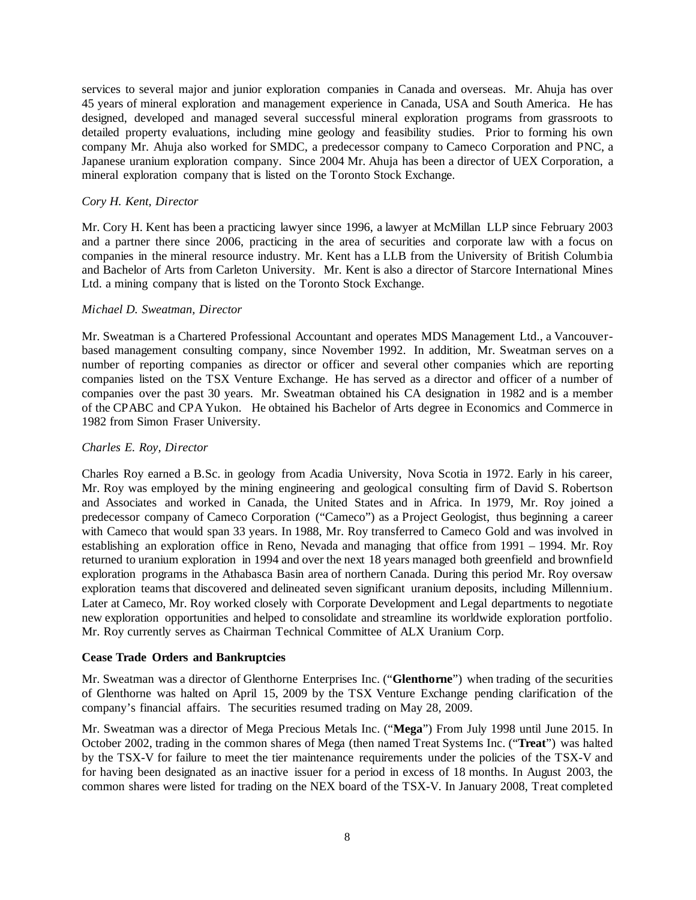services to several major and junior exploration companies in Canada and overseas. Mr. Ahuja has over 45 years of mineral exploration and management experience in Canada, USA and South America. He has designed, developed and managed several successful mineral exploration programs from grassroots to detailed property evaluations, including mine geology and feasibility studies. Prior to forming his own company Mr. Ahuja also worked for SMDC, a predecessor company to Cameco Corporation and PNC, a Japanese uranium exploration company. Since 2004 Mr. Ahuja has been a director of UEX Corporation, a mineral exploration company that is listed on the Toronto Stock Exchange.

*Cory H. Kent, Director*

Mr. Cory H. Kent has been a practicing lawyer since 1996, a lawyer at McMillan LLP since February 2003 and a partner there since 2006, practicing in the area of securities and corporate law with a focus on companies in the mineral resource industry. Mr. Kent has a LLB from the University of British Columbia and Bachelor of Arts from Carleton University. Mr. Kent is also a director of Starcore International Mines Ltd. a mining company that is listed on the Toronto Stock Exchange.

*Michael D. Sweatman, Director*

Mr. Sweatman is a Chartered Professional Accountant and operates MDS Management Ltd., a Vancouver-based management consulting company, since November 1992. In addition, Mr. Sweatman serves on a number of reporting companies as director or officer and several other companies which are reporting companies listed on the TSX Venture Exchange. He has served as a director and officer of a number of companies over the past 30 years. Mr. Sweatman obtained his CA designation in 1982 and is a member of the CPABC and CPA Yukon. He obtained his Bachelor of Arts degree in Economics and Commerce in 1982 from Simon Fraser University.

*Charles E. Roy, Director*

Charles Roy earned a B.Sc. in geology from Acadia University, Nova Scotia in 1972. Early in his career, Mr. Roy was employed by the mining engineering and geological consulting firm of David S. Robertson and Associates and worked in Canada, the United States and in Africa. In 1979, Mr. Roy joined a predecessor company of Cameco Corporation ("Cameco") as a Project Geologist, thus beginning a career with Cameco that would span 33 years. In 1988, Mr. Roy transferred to Cameco Gold and was involved in establishing an exploration office in Reno, Nevada and managing that office from 1991 – 1994. Mr. Roy returned to uranium exploration in 1994 and over the next 18 years managed both greenfield and brownfield exploration programs in the Athabasca Basin area of northern Canada. During this period Mr. Roy oversaw exploration teams that discovered and delineated seven significant uranium deposits, including Millennium. Later at Cameco, Mr. Roy worked closely with Corporate Development and Legal departments to negotiate new exploration opportunities and helped to consolidate and streamline its worldwide exploration portfolio. Mr. Roy currently serves as Chairman Technical Committee of ALX Uranium Corp.

**Cease Trade Orders and Bankruptcies**

Mr. Sweatman was a director of Glenthorne Enterprises Inc. ("**Glenthorne**") when trading of the securities of Glenthorne was halted on April 15, 2009 by the TSX Venture Exchange pending clarification of the company's financial affairs. The securities resumed trading on May 28, 2009.

Mr. Sweatman was a director of Mega Precious Metals Inc. ("**Mega**") From July 1998 until June 2015. In October 2002, trading in the common shares of Mega (then named Treat Systems Inc. ("**Treat**") was halted by the TSX-V for failure to meet the tier maintenance requirements under the policies of the TSX-V and for having been designated as an inactive issuer for a period in excess of 18 months. In August 2003, the common shares were listed for trading on the NEX board of the TSX-V. In January 2008, Treat completed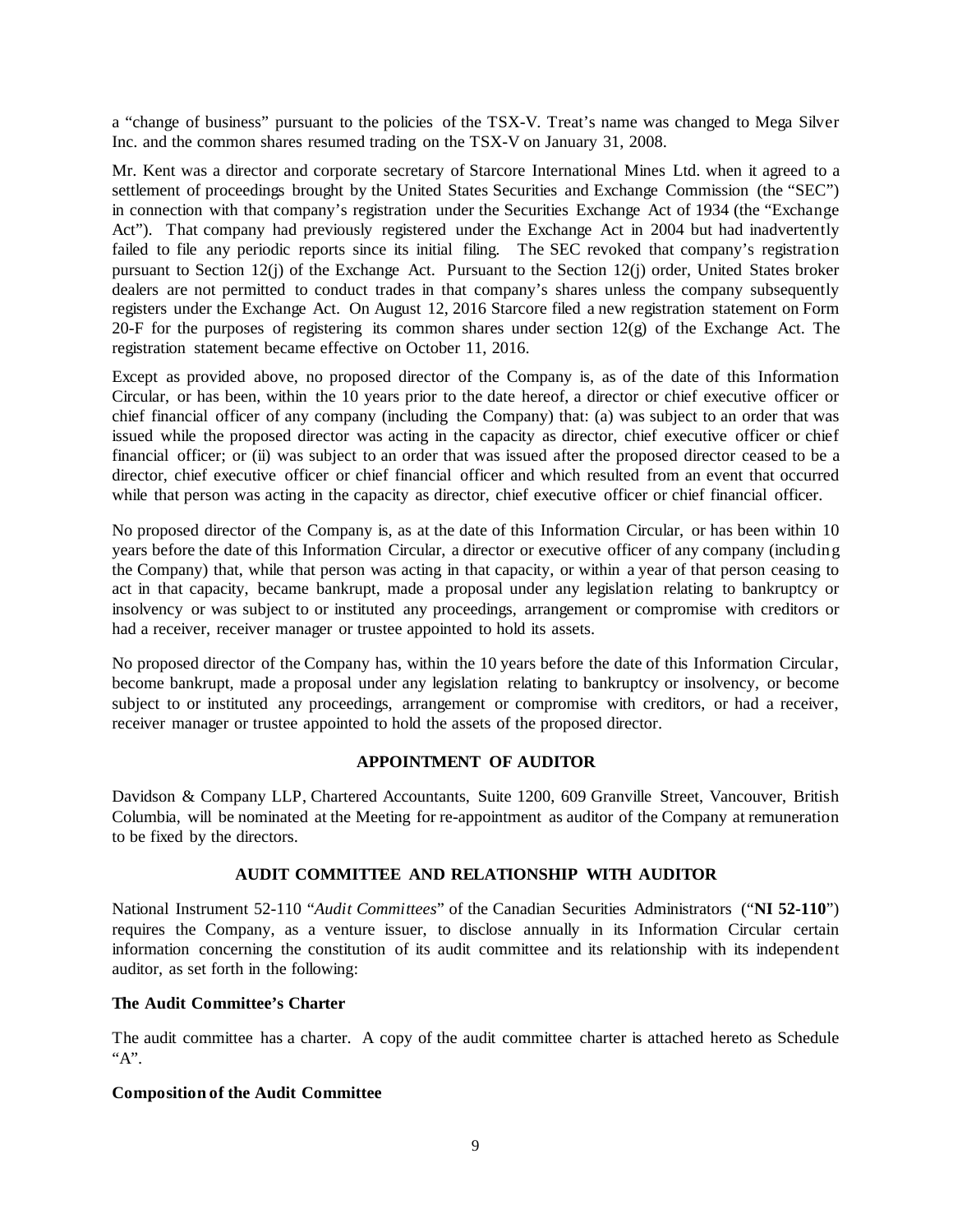a "change of business" pursuant to the policies of the TSX-V. Treat's name was changed to Mega Silver Inc. and the common shares resumed trading on the TSX-V on January 31, 2008.

Mr. Kent was a director and corporate secretary of Starcore International Mines Ltd. when it agreed to a settlement of proceedings brought by the United States Securities and Exchange Commission (the "SEC") in connection with that company's registration under the Securities Exchange Act of 1934 (the "Exchange Act"). That company had previously registered under the Exchange Act in 2004 but had inadvertently failed to file any periodic reports since its initial filing. The SEC revoked that company's registration pursuant to Section 12(j) of the Exchange Act. Pursuant to the Section 12(j) order, United States broker dealers are not permitted to conduct trades in that company's shares unless the company subsequently registers under the Exchange Act. On August 12, 2016 Starcore filed a new registration statement on Form 20-F for the purposes of registering its common shares under section 12(g) of the Exchange Act. The registration statement became effective on October 11, 2016.

Except as provided above, no proposed director of the Company is, as of the date of this Information Circular, or has been, within the 10 years prior to the date hereof, a director or chief executive officer or chief financial officer of any company (including the Company) that: (a) was subject to an order that was issued while the proposed director was acting in the capacity as director, chief executive officer or chief financial officer; or (ii) was subject to an order that was issued after the proposed director ceased to be a director, chief executive officer or chief financial officer and which resulted from an event that occurred while that person was acting in the capacity as director, chief executive officer or chief financial officer.

No proposed director of the Company is, as at the date of this Information Circular, or has been within 10 years before the date of this Information Circular, a director or executive officer of any company (including the Company) that, while that person was acting in that capacity, or within a year of that person ceasing to act in that capacity, became bankrupt, made a proposal under any legislation relating to bankruptcy or insolvency or was subject to or instituted any proceedings, arrangement or compromise with creditors or had a receiver, receiver manager or trustee appointed to hold its assets.

No proposed director of the Company has, within the 10 years before the date of this Information Circular, become bankrupt, made a proposal under any legislation relating to bankruptcy or insolvency, or become subject to or instituted any proceedings, arrangement or compromise with creditors, or had a receiver, receiver manager or trustee appointed to hold the assets of the proposed director.

## APPOINTMENT OF AUDITOR

Davidson & Company LLP, Chartered Accountants, Suite 1200, 609 Granville Street, Vancouver, British Columbia, will be nominated at the Meeting for re-appointment as auditor of the Company at remuneration to be fixed by the directors.

## AUDIT COMMITTEE AND RELATIONSHIP WITH AUDITOR

National Instrument 52-110 "*Audit Committees*" of the Canadian Securities Administrators ("**NI 52-110**") requires the Company, as a venture issuer, to disclose annually in its Information Circular certain information concerning the constitution of its audit committee and its relationship with its independent auditor, as set forth in the following:

### The Audit Committee's Charter

The audit committee has a charter. A copy of the audit committee charter is attached hereto as Schedule "A".

### Composition of the Audit Committee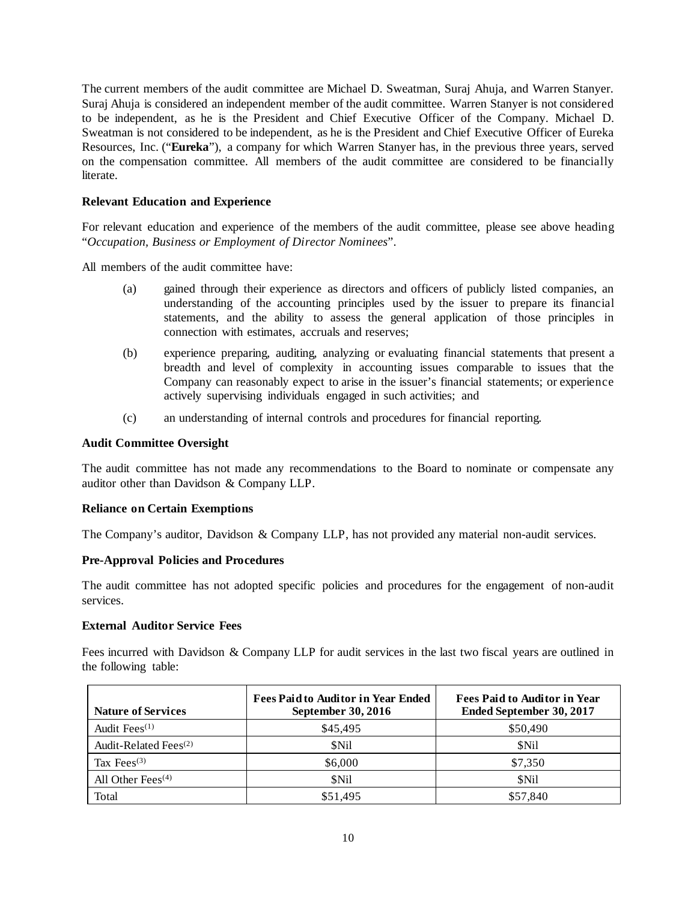The current members of the audit committee are Michael D. Sweatman, Suraj Ahuja, and Warren Stanyer. Suraj Ahuja is considered an independent member of the audit committee. Warren Stanyer is not considered to be independent, as he is the President and Chief Executive Officer of the Company. Michael D. Sweatman is not considered to be independent, as he is the President and Chief Executive Officer of Eureka Resources, Inc. ("**Eureka**"), a company for which Warren Stanyer has, in the previous three years, served on the compensation committee. All members of the audit committee are considered to be financially literate.

**Relevant Education and Experience**

For relevant education and experience of the members of the audit committee, please see above heading "*Occupation, Business or Employment of Director Nominees*".

All members of the audit committee have:

(a) gained through their experience as directors and officers of publicly listed companies, an understanding of the accounting principles used by the issuer to prepare its financial statements, and the ability to assess the general application of those principles in connection with estimates, accruals and reserves;

(b) experience preparing, auditing, analyzing or evaluating financial statements that present a breadth and level of complexity in accounting issues comparable to issues that the Company can reasonably expect to arise in the issuer's financial statements; or experience actively supervising individuals engaged in such activities; and

(c) an understanding of internal controls and procedures for financial reporting.

**Audit Committee Oversight**

The audit committee has not made any recommendations to the Board to nominate or compensate any auditor other than Davidson & Company LLP.

**Reliance on Certain Exemptions**

The Company's auditor, Davidson & Company LLP, has not provided any material non-audit services.

**Pre-Approval Policies and Procedures**

The audit committee has not adopted specific policies and procedures for the engagement of non-audit services.

**External Auditor Service Fees**

Fees incurred with Davidson & Company LLP for audit services in the last two fiscal years are outlined in the following table:

| Nature of Services | Fees Paid to Auditor in Year Ended September 30, 2016 | Fees Paid to Auditor in Year Ended September 30, 2017 |
|---|---|---|
| Audit Fees(1) | $45,495 | $50,490 |
| Audit-Related Fees(2) | $Nil | $Nil |
| Tax Fees(3) | $6,000 | $7,350 |
| All Other Fees(4) | $Nil | $Nil |
| Total | $51,495 | $57,840 |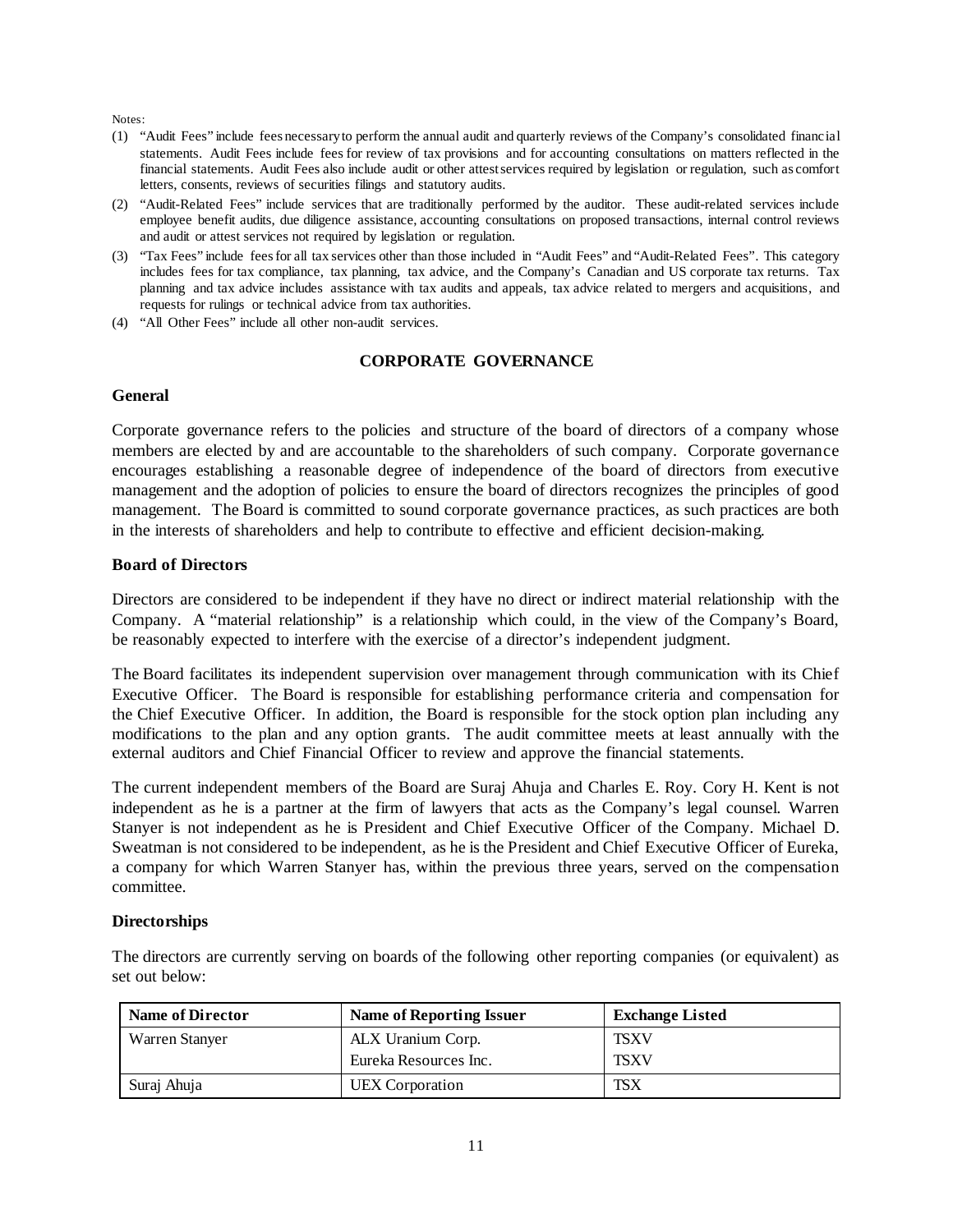Notes:

(1) "Audit Fees" include fees necessary to perform the annual audit and quarterly reviews of the Company's consolidated financial statements. Audit Fees include fees for review of tax provisions and for accounting consultations on matters reflected in the financial statements. Audit Fees also include audit or other attest services required by legislation or regulation, such as comfort letters, consents, reviews of securities filings and statutory audits.

(2) "Audit-Related Fees" include services that are traditionally performed by the auditor. These audit-related services include employee benefit audits, due diligence assistance, accounting consultations on proposed transactions, internal control reviews and audit or attest services not required by legislation or regulation.

(3) "Tax Fees" include fees for all tax services other than those included in "Audit Fees" and "Audit-Related Fees". This category includes fees for tax compliance, tax planning, tax advice, and the Company's Canadian and US corporate tax returns. Tax planning and tax advice includes assistance with tax audits and appeals, tax advice related to mergers and acquisitions, and requests for rulings or technical advice from tax authorities.

(4) "All Other Fees" include all other non-audit services.

## CORPORATE GOVERNANCE

### General

Corporate governance refers to the policies and structure of the board of directors of a company whose members are elected by and are accountable to the shareholders of such company. Corporate governance encourages establishing a reasonable degree of independence of the board of directors from executive management and the adoption of policies to ensure the board of directors recognizes the principles of good management. The Board is committed to sound corporate governance practices, as such practices are both in the interests of shareholders and help to contribute to effective and efficient decision-making.

### Board of Directors

Directors are considered to be independent if they have no direct or indirect material relationship with the Company. A "material relationship" is a relationship which could, in the view of the Company's Board, be reasonably expected to interfere with the exercise of a director's independent judgment.

The Board facilitates its independent supervision over management through communication with its Chief Executive Officer. The Board is responsible for establishing performance criteria and compensation for the Chief Executive Officer. In addition, the Board is responsible for the stock option plan including any modifications to the plan and any option grants. The audit committee meets at least annually with the external auditors and Chief Financial Officer to review and approve the financial statements.

The current independent members of the Board are Suraj Ahuja and Charles E. Roy. Cory H. Kent is not independent as he is a partner at the firm of lawyers that acts as the Company's legal counsel. Warren Stanyer is not independent as he is President and Chief Executive Officer of the Company. Michael D. Sweatman is not considered to be independent, as he is the President and Chief Executive Officer of Eureka, a company for which Warren Stanyer has, within the previous three years, served on the compensation committee.

### Directorships

The directors are currently serving on boards of the following other reporting companies (or equivalent) as set out below:

| Name of Director | Name of Reporting Issuer | Exchange Listed |
|---|---|---|
| Warren Stanyer | ALX Uranium Corp.<br>Eureka Resources Inc. | TSXV<br>TSXV |
| Suraj Ahuja | UEX Corporation | TSX |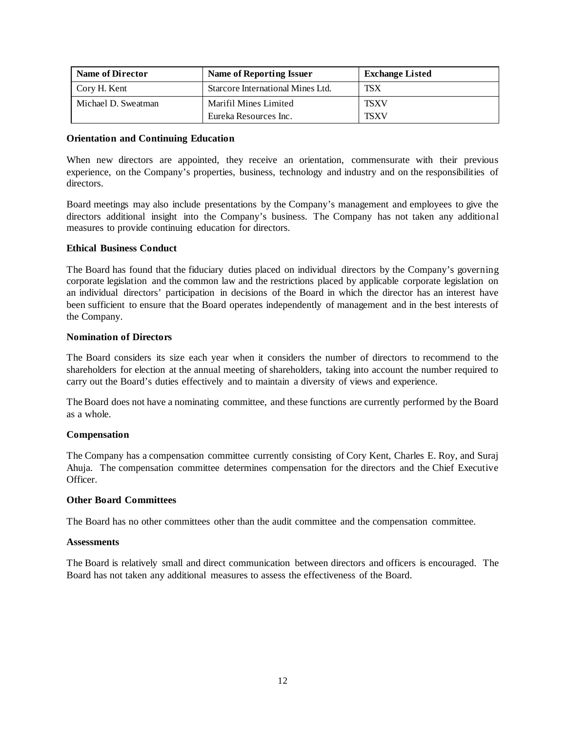| Name of Director | Name of Reporting Issuer | Exchange Listed |
|---|---|---|
| Cory H. Kent | Starcore International Mines Ltd. | TSX |
| Michael D. Sweatman | Marifil Mines Limited<br>Eureka Resources Inc. | TSXV<br>TSXV |

**Orientation and Continuing Education**

When new directors are appointed, they receive an orientation, commensurate with their previous experience, on the Company's properties, business, technology and industry and on the responsibilities of directors.

Board meetings may also include presentations by the Company's management and employees to give the directors additional insight into the Company's business. The Company has not taken any additional measures to provide continuing education for directors.

**Ethical Business Conduct**

The Board has found that the fiduciary duties placed on individual directors by the Company's governing corporate legislation and the common law and the restrictions placed by applicable corporate legislation on an individual directors' participation in decisions of the Board in which the director has an interest have been sufficient to ensure that the Board operates independently of management and in the best interests of the Company.

**Nomination of Directors**

The Board considers its size each year when it considers the number of directors to recommend to the shareholders for election at the annual meeting of shareholders, taking into account the number required to carry out the Board's duties effectively and to maintain a diversity of views and experience.

The Board does not have a nominating committee, and these functions are currently performed by the Board as a whole.

**Compensation**

The Company has a compensation committee currently consisting of Cory Kent, Charles E. Roy, and Suraj Ahuja. The compensation committee determines compensation for the directors and the Chief Executive Officer.

**Other Board Committees**

The Board has no other committees other than the audit committee and the compensation committee.

**Assessments**

The Board is relatively small and direct communication between directors and officers is encouraged. The Board has not taken any additional measures to assess the effectiveness of the Board.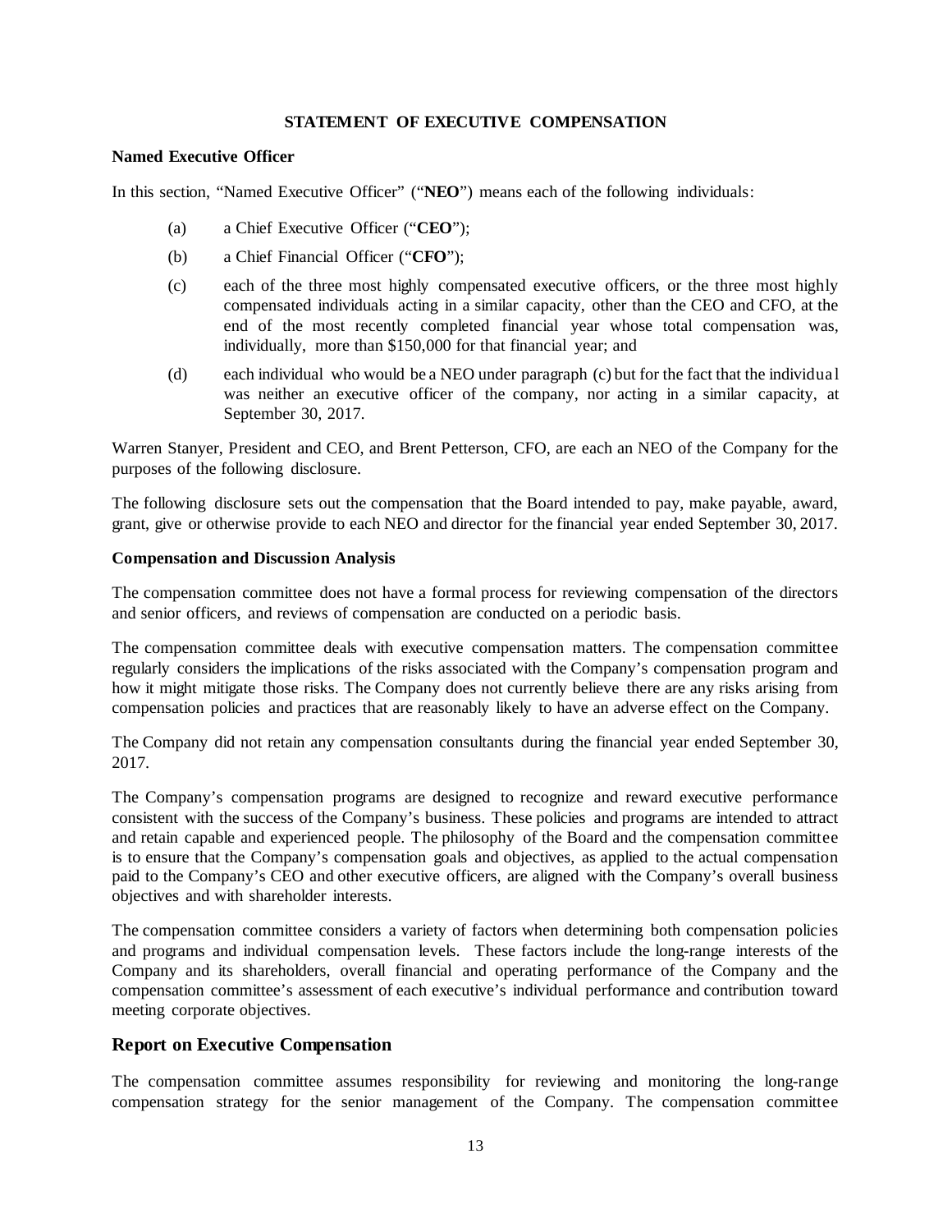## STATEMENT OF EXECUTIVE COMPENSATION

### Named Executive Officer

In this section, "Named Executive Officer" ("**NEO**") means each of the following individuals:

(a) a Chief Executive Officer ("**CEO**");

(b) a Chief Financial Officer ("**CFO**");

(c) each of the three most highly compensated executive officers, or the three most highly compensated individuals acting in a similar capacity, other than the CEO and CFO, at the end of the most recently completed financial year whose total compensation was, individually, more than $150,000 for that financial year; and

(d) each individual who would be a NEO under paragraph (c) but for the fact that the individual was neither an executive officer of the company, nor acting in a similar capacity, at September 30, 2017.

Warren Stanyer, President and CEO, and Brent Petterson, CFO, are each an NEO of the Company for the purposes of the following disclosure.

The following disclosure sets out the compensation that the Board intended to pay, make payable, award, grant, give or otherwise provide to each NEO and director for the financial year ended September 30, 2017.

### Compensation and Discussion Analysis

The compensation committee does not have a formal process for reviewing compensation of the directors and senior officers, and reviews of compensation are conducted on a periodic basis.

The compensation committee deals with executive compensation matters. The compensation committee regularly considers the implications of the risks associated with the Company's compensation program and how it might mitigate those risks. The Company does not currently believe there are any risks arising from compensation policies and practices that are reasonably likely to have an adverse effect on the Company.

The Company did not retain any compensation consultants during the financial year ended September 30, 2017.

The Company's compensation programs are designed to recognize and reward executive performance consistent with the success of the Company's business. These policies and programs are intended to attract and retain capable and experienced people. The philosophy of the Board and the compensation committee is to ensure that the Company's compensation goals and objectives, as applied to the actual compensation paid to the Company's CEO and other executive officers, are aligned with the Company's overall business objectives and with shareholder interests.

The compensation committee considers a variety of factors when determining both compensation policies and programs and individual compensation levels. These factors include the long-range interests of the Company and its shareholders, overall financial and operating performance of the Company and the compensation committee's assessment of each executive's individual performance and contribution toward meeting corporate objectives.

## Report on Executive Compensation

The compensation committee assumes responsibility for reviewing and monitoring the long-range compensation strategy for the senior management of the Company. The compensation committee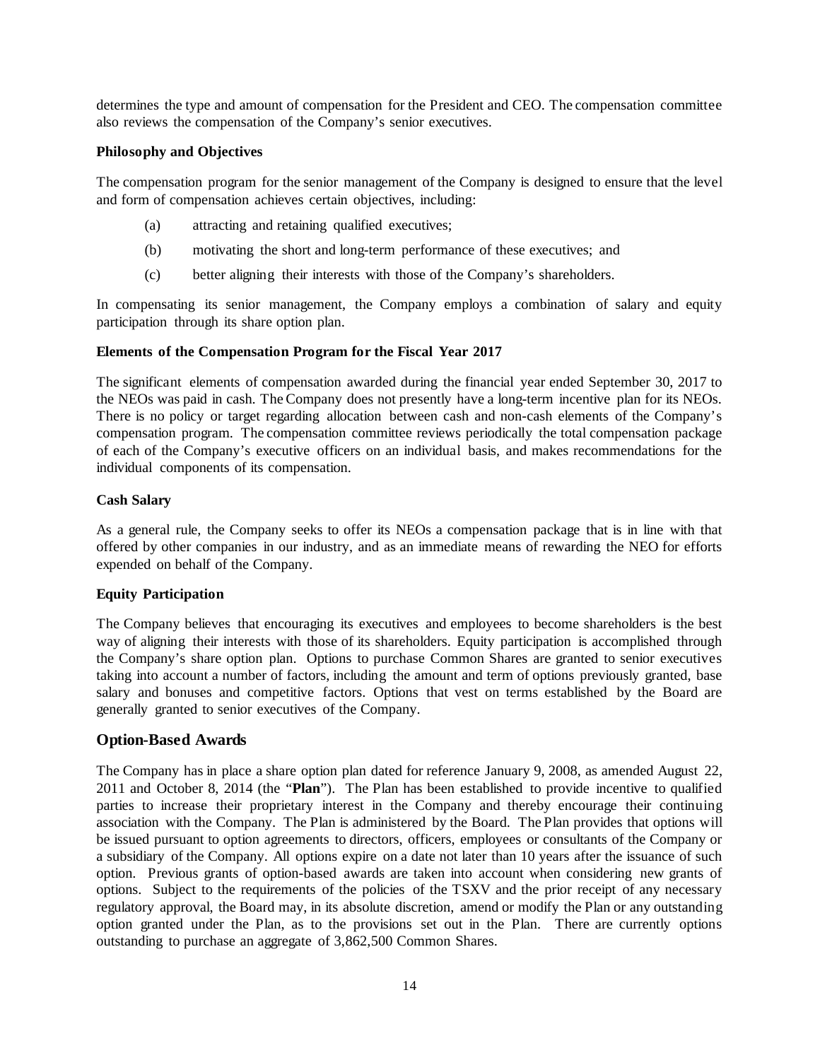determines the type and amount of compensation for the President and CEO. The compensation committee also reviews the compensation of the Company's senior executives.

**Philosophy and Objectives**

The compensation program for the senior management of the Company is designed to ensure that the level and form of compensation achieves certain objectives, including:

(a) attracting and retaining qualified executives;

(b) motivating the short and long-term performance of these executives; and

(c) better aligning their interests with those of the Company's shareholders.

In compensating its senior management, the Company employs a combination of salary and equity participation through its share option plan.

**Elements of the Compensation Program for the Fiscal Year 2017**

The significant elements of compensation awarded during the financial year ended September 30, 2017 to the NEOs was paid in cash. The Company does not presently have a long-term incentive plan for its NEOs. There is no policy or target regarding allocation between cash and non-cash elements of the Company's compensation program. The compensation committee reviews periodically the total compensation package of each of the Company's executive officers on an individual basis, and makes recommendations for the individual components of its compensation.

**Cash Salary**

As a general rule, the Company seeks to offer its NEOs a compensation package that is in line with that offered by other companies in our industry, and as an immediate means of rewarding the NEO for efforts expended on behalf of the Company.

**Equity Participation**

The Company believes that encouraging its executives and employees to become shareholders is the best way of aligning their interests with those of its shareholders. Equity participation is accomplished through the Company's share option plan. Options to purchase Common Shares are granted to senior executives taking into account a number of factors, including the amount and term of options previously granted, base salary and bonuses and competitive factors. Options that vest on terms established by the Board are generally granted to senior executives of the Company.

## Option-Based Awards

The Company has in place a share option plan dated for reference January 9, 2008, as amended August 22, 2011 and October 8, 2014 (the "**Plan**"). The Plan has been established to provide incentive to qualified parties to increase their proprietary interest in the Company and thereby encourage their continuing association with the Company. The Plan is administered by the Board. The Plan provides that options will be issued pursuant to option agreements to directors, officers, employees or consultants of the Company or a subsidiary of the Company. All options expire on a date not later than 10 years after the issuance of such option. Previous grants of option-based awards are taken into account when considering new grants of options. Subject to the requirements of the policies of the TSXV and the prior receipt of any necessary regulatory approval, the Board may, in its absolute discretion, amend or modify the Plan or any outstanding option granted under the Plan, as to the provisions set out in the Plan. There are currently options outstanding to purchase an aggregate of 3,862,500 Common Shares.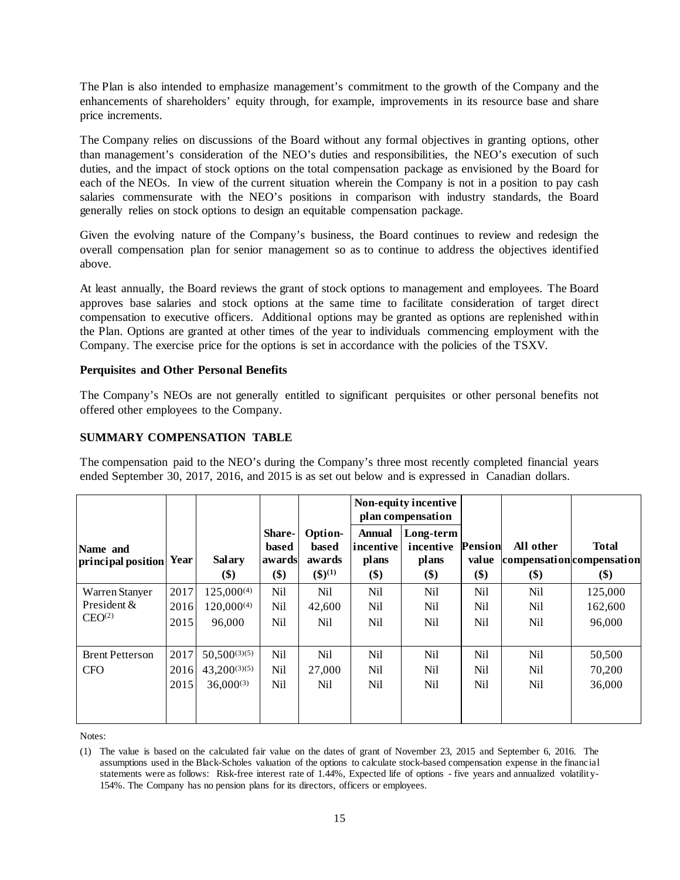The Plan is also intended to emphasize management's commitment to the growth of the Company and the enhancements of shareholders' equity through, for example, improvements in its resource base and share price increments.

The Company relies on discussions of the Board without any formal objectives in granting options, other than management's consideration of the NEO's duties and responsibilities, the NEO's execution of such duties, and the impact of stock options on the total compensation package as envisioned by the Board for each of the NEOs. In view of the current situation wherein the Company is not in a position to pay cash salaries commensurate with the NEO's positions in comparison with industry standards, the Board generally relies on stock options to design an equitable compensation package.

Given the evolving nature of the Company's business, the Board continues to review and redesign the overall compensation plan for senior management so as to continue to address the objectives identified above.

At least annually, the Board reviews the grant of stock options to management and employees. The Board approves base salaries and stock options at the same time to facilitate consideration of target direct compensation to executive officers. Additional options may be granted as options are replenished within the Plan. Options are granted at other times of the year to individuals commencing employment with the Company. The exercise price for the options is set in accordance with the policies of the TSXV.

**Perquisites and Other Personal Benefits**

The Company's NEOs are not generally entitled to significant perquisites or other personal benefits not offered other employees to the Company.

**SUMMARY COMPENSATION TABLE**

The compensation paid to the NEO's during the Company's three most recently completed financial years ended September 30, 2017, 2016, and 2015 is as set out below and is expressed in Canadian dollars.

| Name and principal position | Year | Salary ($) | Share-based awards ($) | Option-based awards ($)(1) | Non-equity incentive plan compensation | | Pension value ($) | All other compensation ($) | Total compensation ($) |
|---|---|---|---|---|---|---|---|---|---|
| | | | | | Annual incentive plans ($) | Long-term incentive plans ($) | | | |
| Warren Stanyer President & CEO(2) | 2017 | 125,000(4) | Nil | Nil | Nil | Nil | Nil | Nil | 125,000 |
| | 2016 | 120,000(4) | Nil | 42,600 | Nil | Nil | Nil | Nil | 162,600 |
| | 2015 | 96,000 | Nil | Nil | Nil | Nil | Nil | Nil | 96,000 |
| Brent Petterson CFO | 2017 | 50,500(3)(5) | Nil | Nil | Nil | Nil | Nil | Nil | 50,500 |
| | 2016 | 43,200(3)(5) | Nil | 27,000 | Nil | Nil | Nil | Nil | 70,200 |
| | 2015 | 36,000(3) | Nil | Nil | Nil | Nil | Nil | Nil | 36,000 |

Notes:

(1) The value is based on the calculated fair value on the dates of grant of November 23, 2015 and September 6, 2016. The assumptions used in the Black-Scholes valuation of the options to calculate stock-based compensation expense in the financial statements were as follows: Risk-free interest rate of 1.44%, Expected life of options - five years and annualized volatility-154%. The Company has no pension plans for its directors, officers or employees.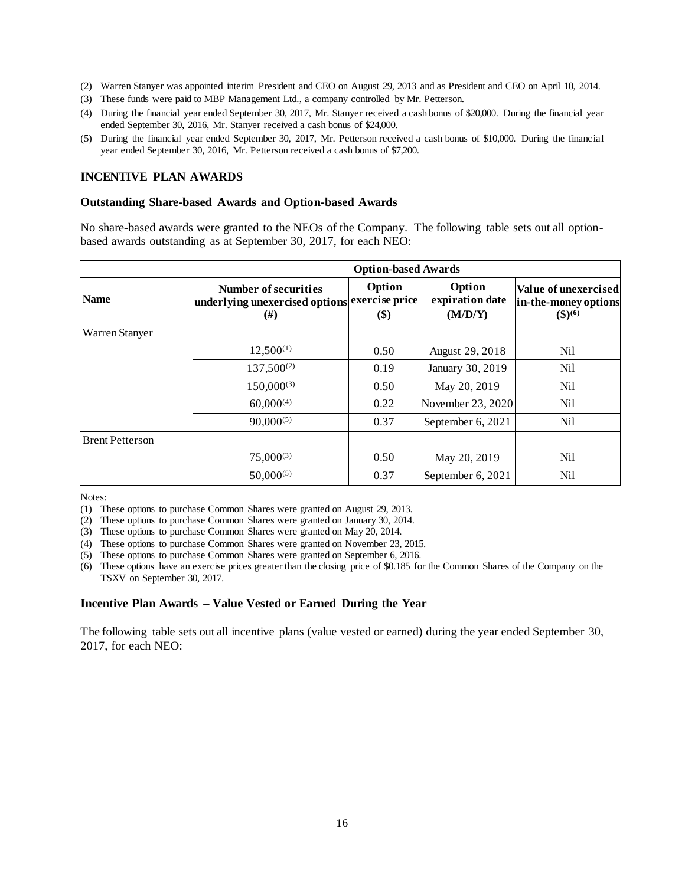(2) Warren Stanyer was appointed interim President and CEO on August 29, 2013 and as President and CEO on April 10, 2014.
(3) These funds were paid to MBP Management Ltd., a company controlled by Mr. Petterson.
(4) During the financial year ended September 30, 2017, Mr. Stanyer received a cash bonus of $20,000. During the financial year ended September 30, 2016, Mr. Stanyer received a cash bonus of $24,000.
(5) During the financial year ended September 30, 2017, Mr. Petterson received a cash bonus of $10,000. During the financial year ended September 30, 2016, Mr. Petterson received a cash bonus of $7,200.

## INCENTIVE PLAN AWARDS

### Outstanding Share-based Awards and Option-based Awards

No share-based awards were granted to the NEOs of the Company. The following table sets out all option-based awards outstanding as at September 30, 2017, for each NEO:

| | **Option-based Awards** | | | |
|---|---|---|---|---|
| **Name** | **Number of securities underlying unexercised options (#)** | **Option exercise price ($)** | **Option expiration date (M/D/Y)** | **Value of unexercised in-the-money options ($)[(6)]** |
| Warren Stanyer | | | | |
| | 12,500[(1)] | 0.50 | August 29, 2018 | Nil |
| | 137,500[(2)] | 0.19 | January 30, 2019 | Nil |
| | 150,000[(3)] | 0.50 | May 20, 2019 | Nil |
| | 60,000[(4)] | 0.22 | November 23, 2020 | Nil |
| | 90,000[(5)] | 0.37 | September 6, 2021 | Nil |
| Brent Petterson | | | | |
| | 75,000[(3)] | 0.50 | May 20, 2019 | Nil |
| | 50,000[(5)] | 0.37 | September 6, 2021 | Nil |

Notes:

(1) These options to purchase Common Shares were granted on August 29, 2013.
(2) These options to purchase Common Shares were granted on January 30, 2014.
(3) These options to purchase Common Shares were granted on May 20, 2014.
(4) These options to purchase Common Shares were granted on November 23, 2015.
(5) These options to purchase Common Shares were granted on September 6, 2016.
(6) These options have an exercise prices greater than the closing price of $0.185 for the Common Shares of the Company on the TSXV on September 30, 2017.

### Incentive Plan Awards – Value Vested or Earned During the Year

The following table sets out all incentive plans (value vested or earned) during the year ended September 30, 2017, for each NEO: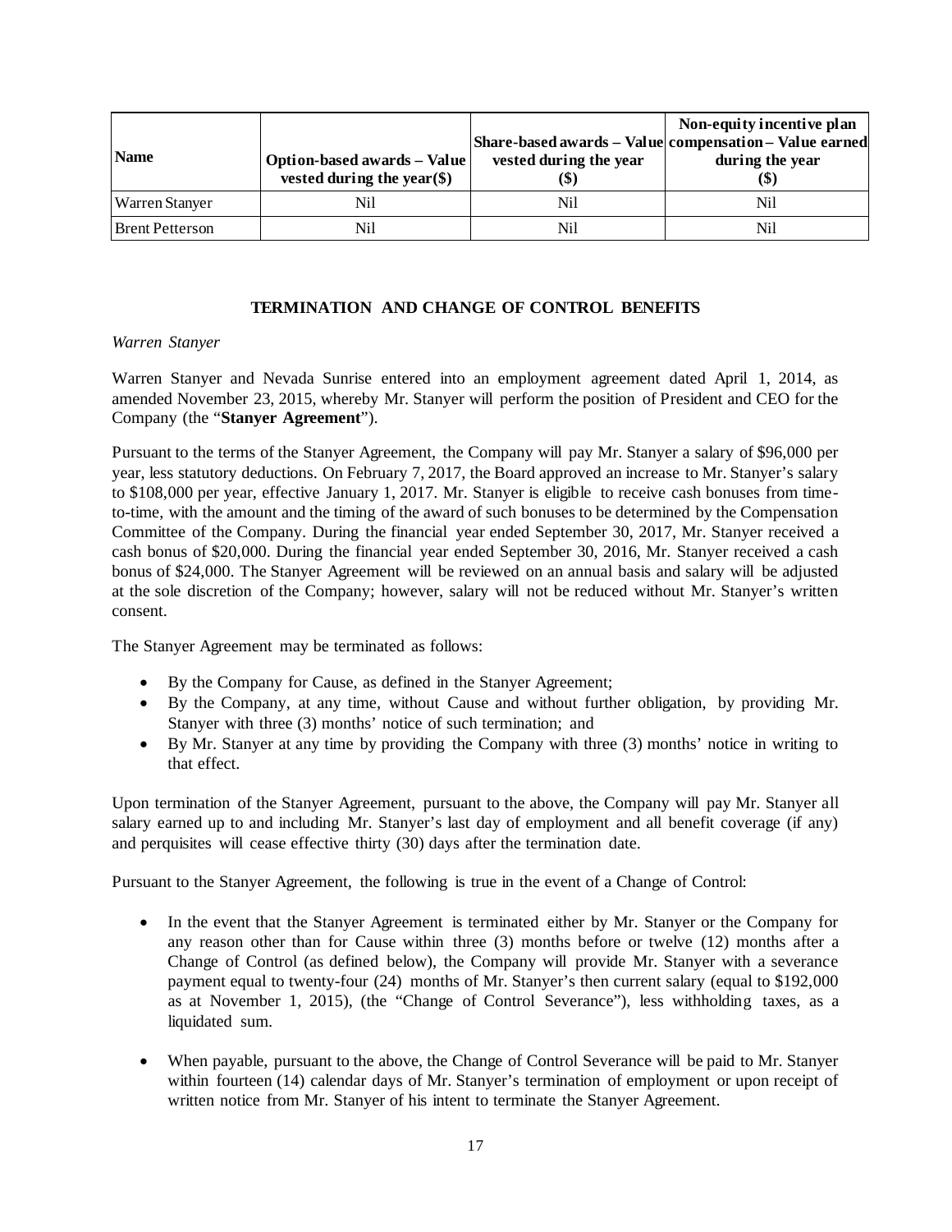| Name | Option-based awards – Value vested during the year($) | Share-based awards – Value vested during the year ($) | Non-equity incentive plan compensation – Value earned during the year ($) |
|---|---|---|---|
| Warren Stanyer | Nil | Nil | Nil |
| Brent Petterson | Nil | Nil | Nil |

## TERMINATION AND CHANGE OF CONTROL BENEFITS

*Warren Stanyer*

Warren Stanyer and Nevada Sunrise entered into an employment agreement dated April 1, 2014, as amended November 23, 2015, whereby Mr. Stanyer will perform the position of President and CEO for the Company (the "**Stanyer Agreement**").

Pursuant to the terms of the Stanyer Agreement, the Company will pay Mr. Stanyer a salary of $96,000 per year, less statutory deductions. On February 7, 2017, the Board approved an increase to Mr. Stanyer's salary to $108,000 per year, effective January 1, 2017. Mr. Stanyer is eligible to receive cash bonuses from time-to-time, with the amount and the timing of the award of such bonuses to be determined by the Compensation Committee of the Company. During the financial year ended September 30, 2017, Mr. Stanyer received a cash bonus of $20,000. During the financial year ended September 30, 2016, Mr. Stanyer received a cash bonus of $24,000. The Stanyer Agreement will be reviewed on an annual basis and salary will be adjusted at the sole discretion of the Company; however, salary will not be reduced without Mr. Stanyer's written consent.

The Stanyer Agreement may be terminated as follows:

- By the Company for Cause, as defined in the Stanyer Agreement;
- By the Company, at any time, without Cause and without further obligation, by providing Mr. Stanyer with three (3) months' notice of such termination; and
- By Mr. Stanyer at any time by providing the Company with three (3) months' notice in writing to that effect.

Upon termination of the Stanyer Agreement, pursuant to the above, the Company will pay Mr. Stanyer all salary earned up to and including Mr. Stanyer's last day of employment and all benefit coverage (if any) and perquisites will cease effective thirty (30) days after the termination date.

Pursuant to the Stanyer Agreement, the following is true in the event of a Change of Control:

- In the event that the Stanyer Agreement is terminated either by Mr. Stanyer or the Company for any reason other than for Cause within three (3) months before or twelve (12) months after a Change of Control (as defined below), the Company will provide Mr. Stanyer with a severance payment equal to twenty-four (24) months of Mr. Stanyer's then current salary (equal to $192,000 as at November 1, 2015), (the "Change of Control Severance"), less withholding taxes, as a liquidated sum.

- When payable, pursuant to the above, the Change of Control Severance will be paid to Mr. Stanyer within fourteen (14) calendar days of Mr. Stanyer's termination of employment or upon receipt of written notice from Mr. Stanyer of his intent to terminate the Stanyer Agreement.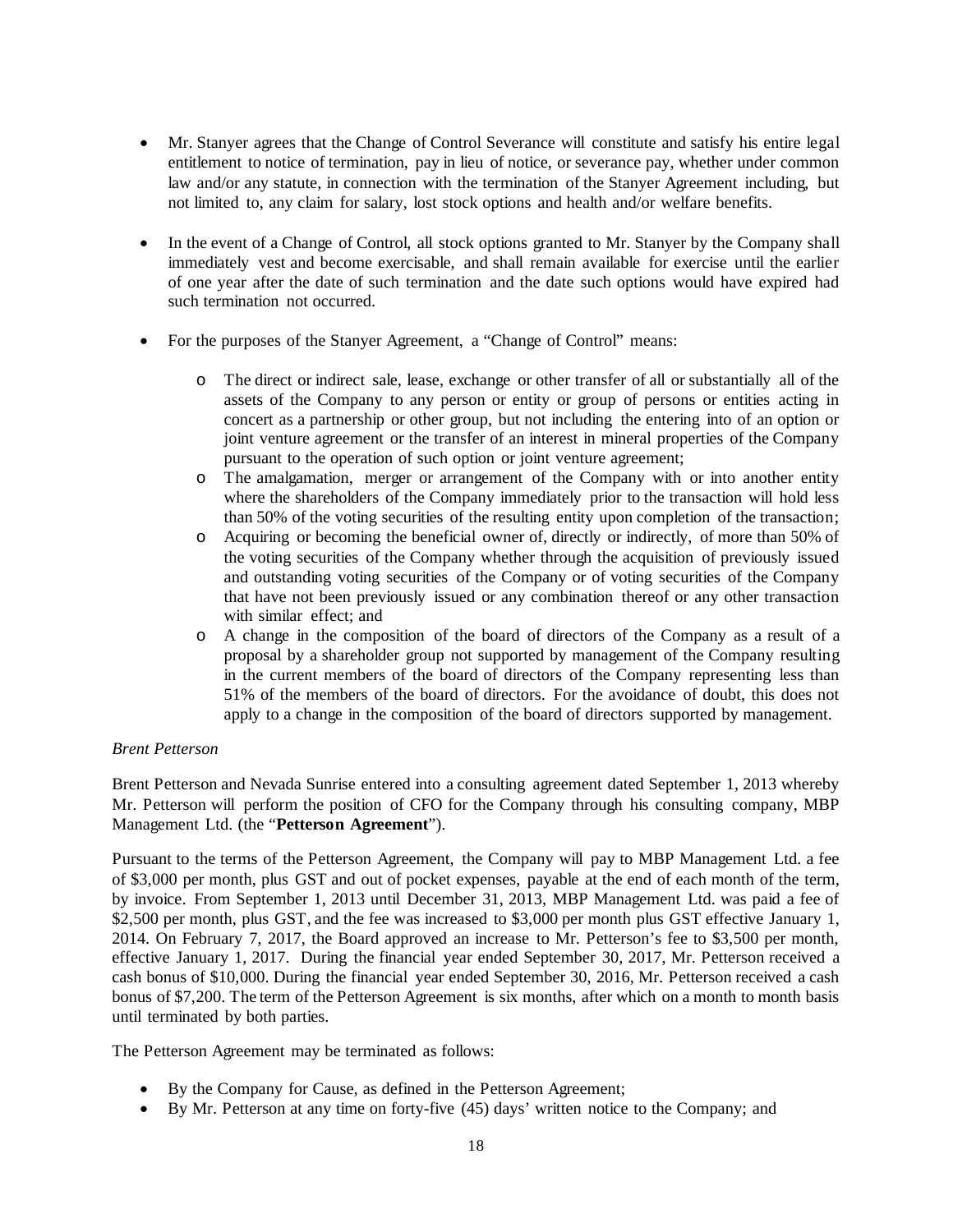- Mr. Stanyer agrees that the Change of Control Severance will constitute and satisfy his entire legal entitlement to notice of termination, pay in lieu of notice, or severance pay, whether under common law and/or any statute, in connection with the termination of the Stanyer Agreement including, but not limited to, any claim for salary, lost stock options and health and/or welfare benefits.
- In the event of a Change of Control, all stock options granted to Mr. Stanyer by the Company shall immediately vest and become exercisable, and shall remain available for exercise until the earlier of one year after the date of such termination and the date such options would have expired had such termination not occurred.
- For the purposes of the Stanyer Agreement, a "Change of Control" means:
  - The direct or indirect sale, lease, exchange or other transfer of all or substantially all of the assets of the Company to any person or entity or group of persons or entities acting in concert as a partnership or other group, but not including the entering into of an option or joint venture agreement or the transfer of an interest in mineral properties of the Company pursuant to the operation of such option or joint venture agreement;
  - The amalgamation, merger or arrangement of the Company with or into another entity where the shareholders of the Company immediately prior to the transaction will hold less than 50% of the voting securities of the resulting entity upon completion of the transaction;
  - Acquiring or becoming the beneficial owner of, directly or indirectly, of more than 50% of the voting securities of the Company whether through the acquisition of previously issued and outstanding voting securities of the Company or of voting securities of the Company that have not been previously issued or any combination thereof or any other transaction with similar effect; and
  - A change in the composition of the board of directors of the Company as a result of a proposal by a shareholder group not supported by management of the Company resulting in the current members of the board of directors of the Company representing less than 51% of the members of the board of directors. For the avoidance of doubt, this does not apply to a change in the composition of the board of directors supported by management.

*Brent Petterson*

Brent Petterson and Nevada Sunrise entered into a consulting agreement dated September 1, 2013 whereby Mr. Petterson will perform the position of CFO for the Company through his consulting company, MBP Management Ltd. (the "**Petterson Agreement**").

Pursuant to the terms of the Petterson Agreement, the Company will pay to MBP Management Ltd. a fee of $3,000 per month, plus GST and out of pocket expenses, payable at the end of each month of the term, by invoice. From September 1, 2013 until December 31, 2013, MBP Management Ltd. was paid a fee of $2,500 per month, plus GST, and the fee was increased to $3,000 per month plus GST effective January 1, 2014. On February 7, 2017, the Board approved an increase to Mr. Petterson's fee to $3,500 per month, effective January 1, 2017. During the financial year ended September 30, 2017, Mr. Petterson received a cash bonus of $10,000. During the financial year ended September 30, 2016, Mr. Petterson received a cash bonus of $7,200. The term of the Petterson Agreement is six months, after which on a month to month basis until terminated by both parties.

The Petterson Agreement may be terminated as follows:

- By the Company for Cause, as defined in the Petterson Agreement;
- By Mr. Petterson at any time on forty-five (45) days' written notice to the Company; and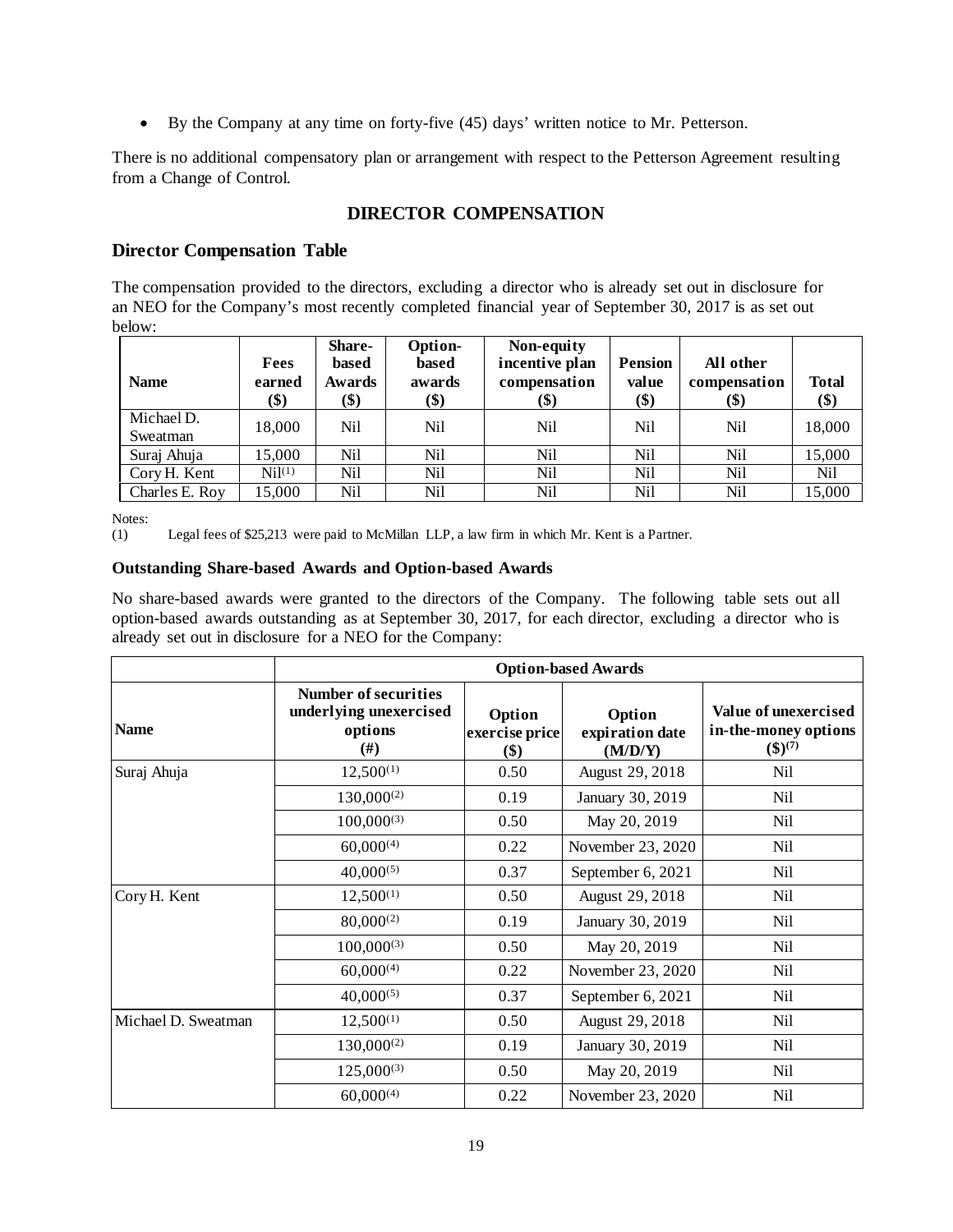- By the Company at any time on forty-five (45) days' written notice to Mr. Petterson.

There is no additional compensatory plan or arrangement with respect to the Petterson Agreement resulting from a Change of Control.

## DIRECTOR COMPENSATION

### Director Compensation Table

The compensation provided to the directors, excluding a director who is already set out in disclosure for an NEO for the Company's most recently completed financial year of September 30, 2017 is as set out below:

| Name | Fees earned ($) | Share-based Awards ($) | Option-based awards ($) | Non-equity incentive plan compensation ($) | Pension value ($) | All other compensation ($) | Total ($) |
|---|---|---|---|---|---|---|---|
| Michael D. Sweatman | 18,000 | Nil | Nil | Nil | Nil | Nil | 18,000 |
| Suraj Ahuja | 15,000 | Nil | Nil | Nil | Nil | Nil | 15,000 |
| Cory H. Kent | Nil(1) | Nil | Nil | Nil | Nil | Nil | Nil |
| Charles E. Roy | 15,000 | Nil | Nil | Nil | Nil | Nil | 15,000 |

Notes:
(1) Legal fees of $25,213 were paid to McMillan LLP, a law firm in which Mr. Kent is a Partner.

#### Outstanding Share-based Awards and Option-based Awards

No share-based awards were granted to the directors of the Company. The following table sets out all option-based awards outstanding as at September 30, 2017, for each director, excluding a director who is already set out in disclosure for a NEO for the Company:

| | Option-based Awards | | | |
|---|---|---|---|---|
| Name | Number of securities underlying unexercised options (#) | Option exercise price ($) | Option expiration date (M/D/Y) | Value of unexercised in-the-money options ($)(7) |
| Suraj Ahuja | 12,500(1) | 0.50 | August 29, 2018 | Nil |
| | 130,000(2) | 0.19 | January 30, 2019 | Nil |
| | 100,000(3) | 0.50 | May 20, 2019 | Nil |
| | 60,000(4) | 0.22 | November 23, 2020 | Nil |
| | 40,000(5) | 0.37 | September 6, 2021 | Nil |
| Cory H. Kent | 12,500(1) | 0.50 | August 29, 2018 | Nil |
| | 80,000(2) | 0.19 | January 30, 2019 | Nil |
| | 100,000(3) | 0.50 | May 20, 2019 | Nil |
| | 60,000(4) | 0.22 | November 23, 2020 | Nil |
| | 40,000(5) | 0.37 | September 6, 2021 | Nil |
| Michael D. Sweatman | 12,500(1) | 0.50 | August 29, 2018 | Nil |
| | 130,000(2) | 0.19 | January 30, 2019 | Nil |
| | 125,000(3) | 0.50 | May 20, 2019 | Nil |
| | 60,000(4) | 0.22 | November 23, 2020 | Nil |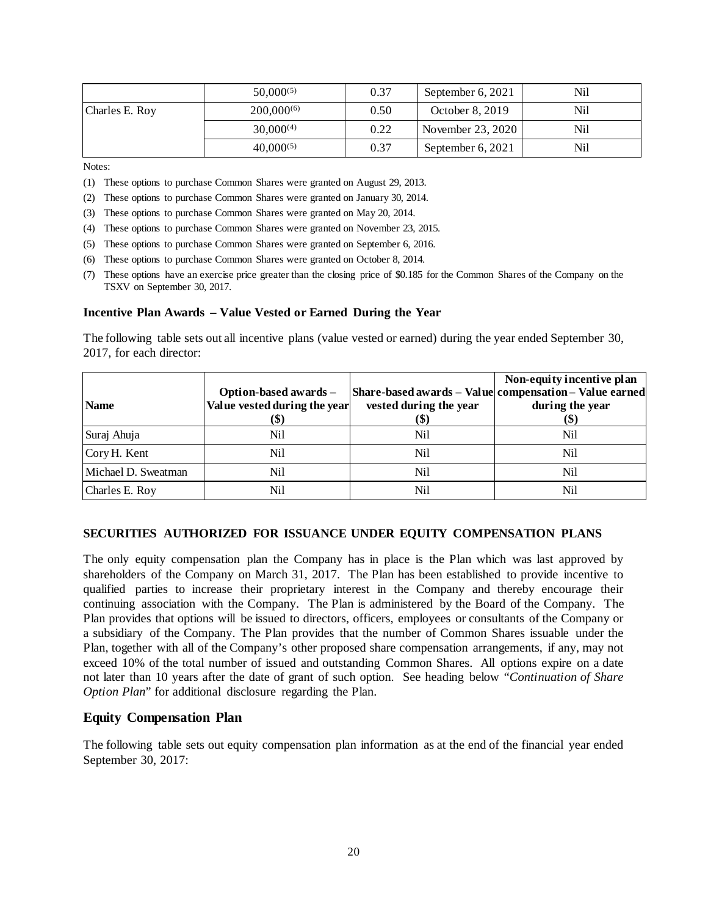|  | 50,000[(5)] | 0.37 | September 6, 2021 | Nil |
|---|---|---|---|---|
| Charles E. Roy | 200,000[(6)] | 0.50 | October 8, 2019 | Nil |
|  | 30,000[(4)] | 0.22 | November 23, 2020 | Nil |
|  | 40,000[(5)] | 0.37 | September 6, 2021 | Nil |

Notes:

(1) These options to purchase Common Shares were granted on August 29, 2013.

(2) These options to purchase Common Shares were granted on January 30, 2014.

(3) These options to purchase Common Shares were granted on May 20, 2014.

(4) These options to purchase Common Shares were granted on November 23, 2015.

(5) These options to purchase Common Shares were granted on September 6, 2016.

(6) These options to purchase Common Shares were granted on October 8, 2014.

(7) These options have an exercise price greater than the closing price of $0.185 for the Common Shares of the Company on the TSXV on September 30, 2017.

### Incentive Plan Awards – Value Vested or Earned During the Year

The following table sets out all incentive plans (value vested or earned) during the year ended September 30, 2017, for each director:

| Name | Option-based awards – Value vested during the year ($) | Share-based awards – Value vested during the year ($) | Non-equity incentive plan compensation – Value earned during the year ($) |
|---|---|---|---|
| Suraj Ahuja | Nil | Nil | Nil |
| Cory H. Kent | Nil | Nil | Nil |
| Michael D. Sweatman | Nil | Nil | Nil |
| Charles E. Roy | Nil | Nil | Nil |

### SECURITIES AUTHORIZED FOR ISSUANCE UNDER EQUITY COMPENSATION PLANS

The only equity compensation plan the Company has in place is the Plan which was last approved by shareholders of the Company on March 31, 2017. The Plan has been established to provide incentive to qualified parties to increase their proprietary interest in the Company and thereby encourage their continuing association with the Company. The Plan is administered by the Board of the Company. The Plan provides that options will be issued to directors, officers, employees or consultants of the Company or a subsidiary of the Company. The Plan provides that the number of Common Shares issuable under the Plan, together with all of the Company's other proposed share compensation arrangements, if any, may not exceed 10% of the total number of issued and outstanding Common Shares. All options expire on a date not later than 10 years after the date of grant of such option. See heading below "*Continuation of Share Option Plan*" for additional disclosure regarding the Plan.

## Equity Compensation Plan

The following table sets out equity compensation plan information as at the end of the financial year ended September 30, 2017: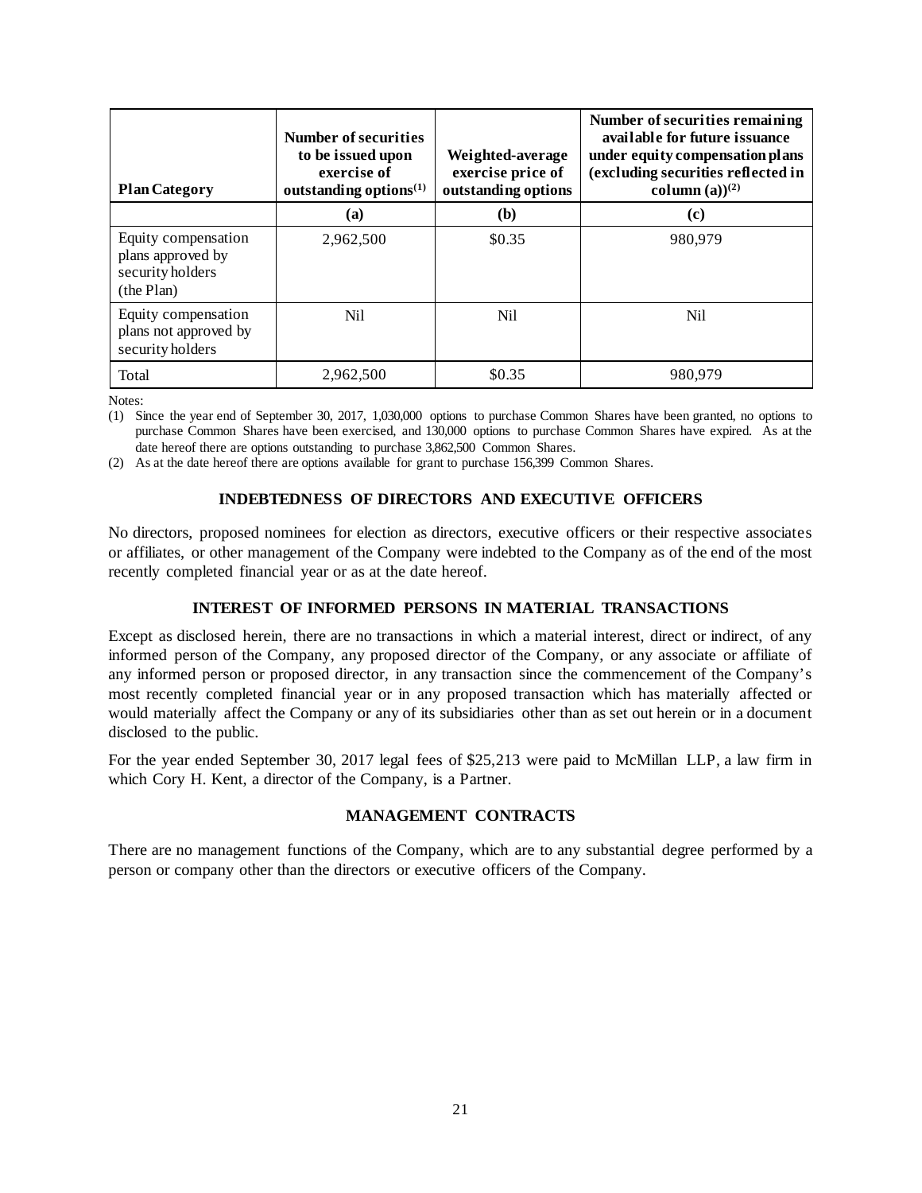| Plan Category | Number of securities to be issued upon exercise of outstanding options[(1)] | Weighted-average exercise price of outstanding options | Number of securities remaining available for future issuance under equity compensation plans (excluding securities reflected in column (a))[(2)] |
|---|---|---|---|
| | (a) | (b) | (c) |
| Equity compensation plans approved by security holders (the Plan) | 2,962,500 | \$0.35 | 980,979 |
| Equity compensation plans not approved by security holders | Nil | Nil | Nil |
| Total | 2,962,500 | \$0.35 | 980,979 |

Notes:

(1) Since the year end of September 30, 2017, 1,030,000 options to purchase Common Shares have been granted, no options to purchase Common Shares have been exercised, and 130,000 options to purchase Common Shares have expired. As at the date hereof there are options outstanding to purchase 3,862,500 Common Shares.

(2) As at the date hereof there are options available for grant to purchase 156,399 Common Shares.

## INDEBTEDNESS OF DIRECTORS AND EXECUTIVE OFFICERS

No directors, proposed nominees for election as directors, executive officers or their respective associates or affiliates, or other management of the Company were indebted to the Company as of the end of the most recently completed financial year or as at the date hereof.

## INTEREST OF INFORMED PERSONS IN MATERIAL TRANSACTIONS

Except as disclosed herein, there are no transactions in which a material interest, direct or indirect, of any informed person of the Company, any proposed director of the Company, or any associate or affiliate of any informed person or proposed director, in any transaction since the commencement of the Company's most recently completed financial year or in any proposed transaction which has materially affected or would materially affect the Company or any of its subsidiaries other than as set out herein or in a document disclosed to the public.

For the year ended September 30, 2017 legal fees of \$25,213 were paid to McMillan LLP, a law firm in which Cory H. Kent, a director of the Company, is a Partner.

## MANAGEMENT CONTRACTS

There are no management functions of the Company, which are to any substantial degree performed by a person or company other than the directors or executive officers of the Company.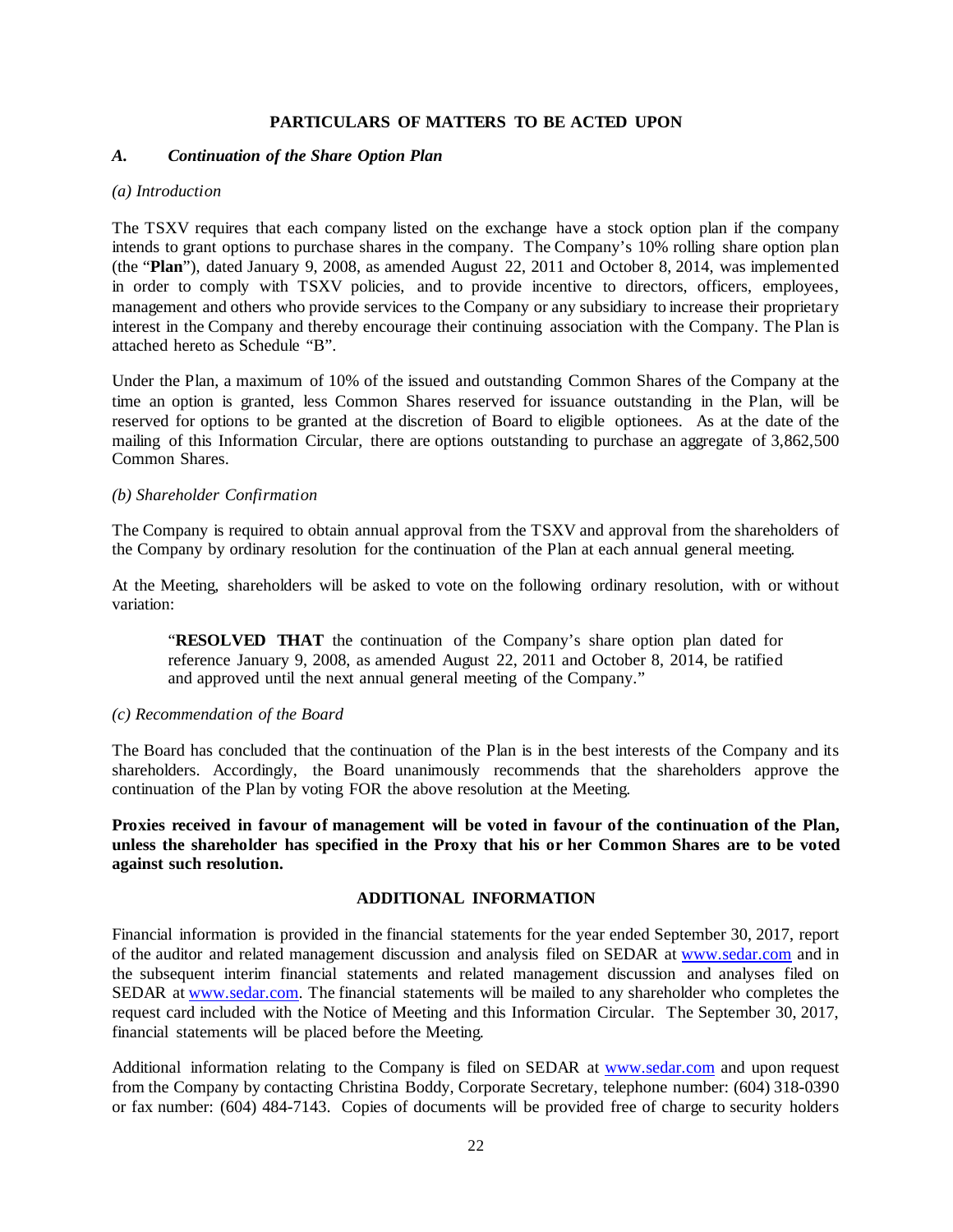## PARTICULARS OF MATTERS TO BE ACTED UPON

### *A. Continuation of the Share Option Plan*

*(a) Introduction*

The TSXV requires that each company listed on the exchange have a stock option plan if the company intends to grant options to purchase shares in the company. The Company's 10% rolling share option plan (the "**Plan**"), dated January 9, 2008, as amended August 22, 2011 and October 8, 2014, was implemented in order to comply with TSXV policies, and to provide incentive to directors, officers, employees, management and others who provide services to the Company or any subsidiary to increase their proprietary interest in the Company and thereby encourage their continuing association with the Company. The Plan is attached hereto as Schedule "B".

Under the Plan, a maximum of 10% of the issued and outstanding Common Shares of the Company at the time an option is granted, less Common Shares reserved for issuance outstanding in the Plan, will be reserved for options to be granted at the discretion of Board to eligible optionees. As at the date of the mailing of this Information Circular, there are options outstanding to purchase an aggregate of 3,862,500 Common Shares.

*(b) Shareholder Confirmation*

The Company is required to obtain annual approval from the TSXV and approval from the shareholders of the Company by ordinary resolution for the continuation of the Plan at each annual general meeting.

At the Meeting, shareholders will be asked to vote on the following ordinary resolution, with or without variation:

> "**RESOLVED THAT** the continuation of the Company's share option plan dated for reference January 9, 2008, as amended August 22, 2011 and October 8, 2014, be ratified and approved until the next annual general meeting of the Company."

*(c) Recommendation of the Board*

The Board has concluded that the continuation of the Plan is in the best interests of the Company and its shareholders. Accordingly, the Board unanimously recommends that the shareholders approve the continuation of the Plan by voting FOR the above resolution at the Meeting.

**Proxies received in favour of management will be voted in favour of the continuation of the Plan, unless the shareholder has specified in the Proxy that his or her Common Shares are to be voted against such resolution.**

## ADDITIONAL INFORMATION

Financial information is provided in the financial statements for the year ended September 30, 2017, report of the auditor and related management discussion and analysis filed on SEDAR at www.sedar.com and in the subsequent interim financial statements and related management discussion and analyses filed on SEDAR at www.sedar.com. The financial statements will be mailed to any shareholder who completes the request card included with the Notice of Meeting and this Information Circular. The September 30, 2017, financial statements will be placed before the Meeting.

Additional information relating to the Company is filed on SEDAR at www.sedar.com and upon request from the Company by contacting Christina Boddy, Corporate Secretary, telephone number: (604) 318-0390 or fax number: (604) 484-7143. Copies of documents will be provided free of charge to security holders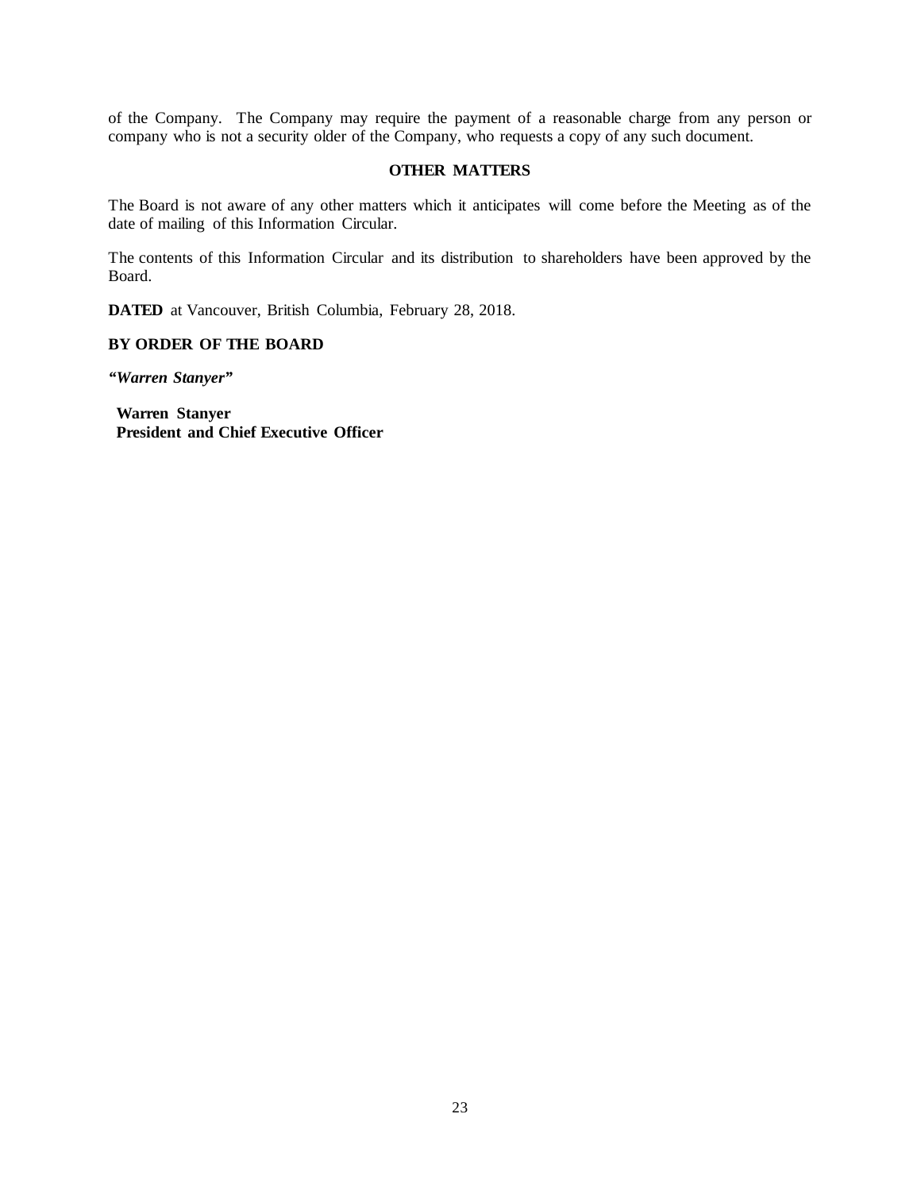of the Company. The Company may require the payment of a reasonable charge from any person or company who is not a security older of the Company, who requests a copy of any such document.

## OTHER MATTERS

The Board is not aware of any other matters which it anticipates will come before the Meeting as of the date of mailing of this Information Circular.

The contents of this Information Circular and its distribution to shareholders have been approved by the Board.

**DATED** at Vancouver, British Columbia, February 28, 2018.

**BY ORDER OF THE BOARD**

***"Warren Stanyer"***

**Warren Stanyer**
**President and Chief Executive Officer**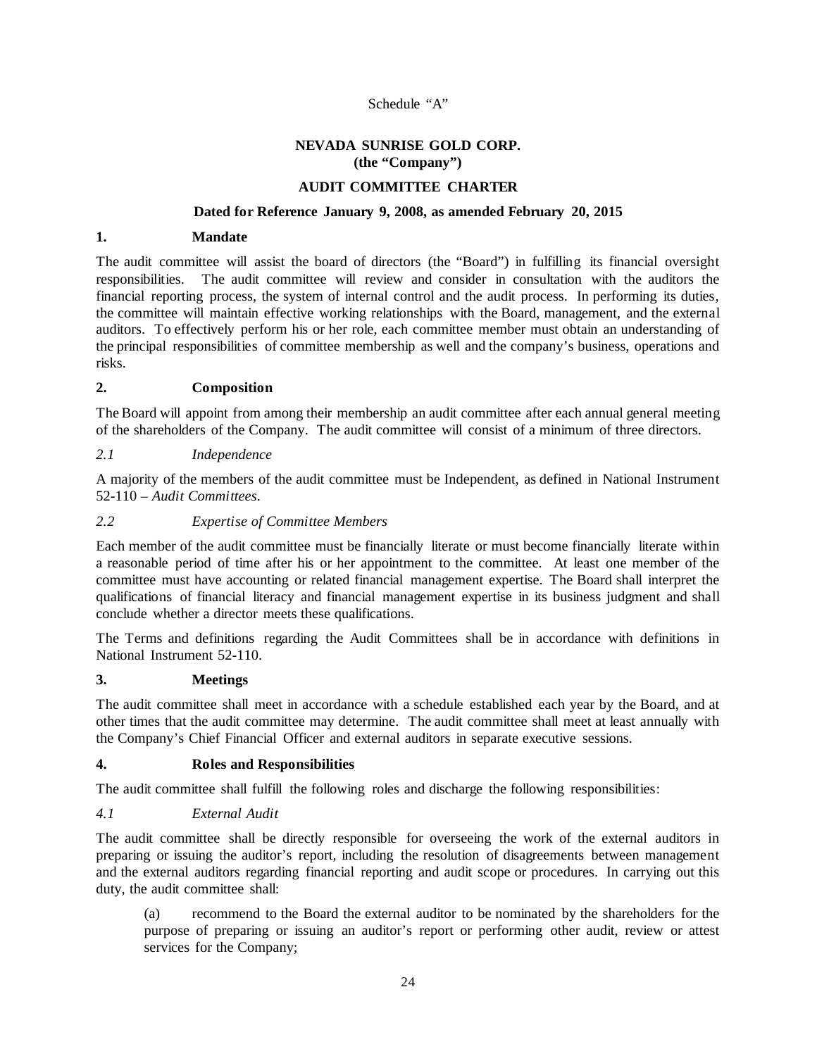Schedule "A"

**NEVADA SUNRISE GOLD CORP.**
**(the "Company")**

**AUDIT COMMITTEE CHARTER**

**Dated for Reference January 9, 2008, as amended February 20, 2015**

## 1. Mandate

The audit committee will assist the board of directors (the "Board") in fulfilling its financial oversight responsibilities. The audit committee will review and consider in consultation with the auditors the financial reporting process, the system of internal control and the audit process. In performing its duties, the committee will maintain effective working relationships with the Board, management, and the external auditors. To effectively perform his or her role, each committee member must obtain an understanding of the principal responsibilities of committee membership as well and the company's business, operations and risks.

## 2. Composition

The Board will appoint from among their membership an audit committee after each annual general meeting of the shareholders of the Company. The audit committee will consist of a minimum of three directors.

### *2.1 Independence*

A majority of the members of the audit committee must be Independent, as defined in National Instrument 52-110 – *Audit Committees*.

### *2.2 Expertise of Committee Members*

Each member of the audit committee must be financially literate or must become financially literate within a reasonable period of time after his or her appointment to the committee. At least one member of the committee must have accounting or related financial management expertise. The Board shall interpret the qualifications of financial literacy and financial management expertise in its business judgment and shall conclude whether a director meets these qualifications.

The Terms and definitions regarding the Audit Committees shall be in accordance with definitions in National Instrument 52-110.

## 3. Meetings

The audit committee shall meet in accordance with a schedule established each year by the Board, and at other times that the audit committee may determine. The audit committee shall meet at least annually with the Company's Chief Financial Officer and external auditors in separate executive sessions.

## 4. Roles and Responsibilities

The audit committee shall fulfill the following roles and discharge the following responsibilities:

### *4.1 External Audit*

The audit committee shall be directly responsible for overseeing the work of the external auditors in preparing or issuing the auditor's report, including the resolution of disagreements between management and the external auditors regarding financial reporting and audit scope or procedures. In carrying out this duty, the audit committee shall:

(a) recommend to the Board the external auditor to be nominated by the shareholders for the purpose of preparing or issuing an auditor's report or performing other audit, review or attest services for the Company;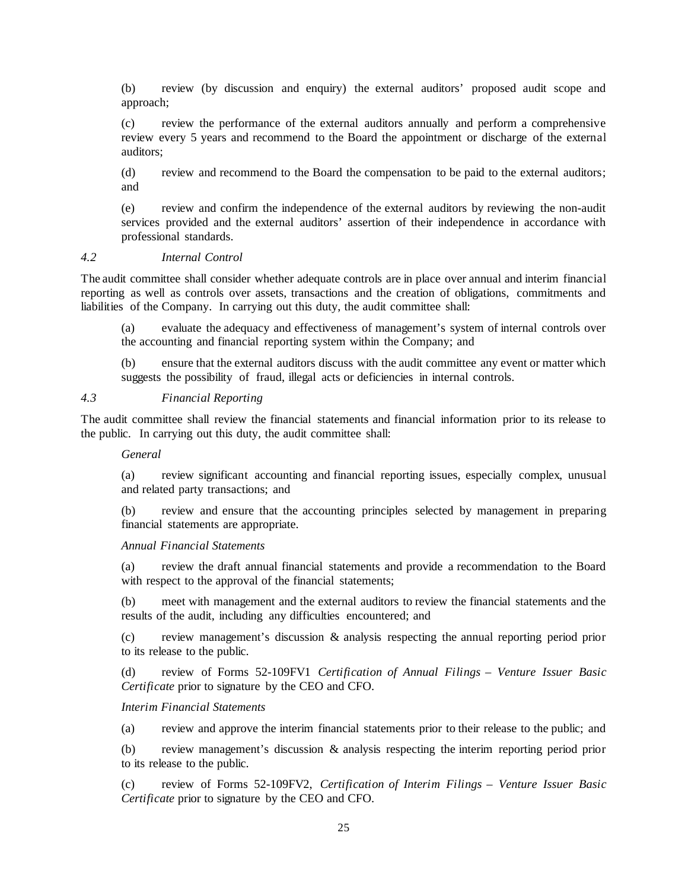(b) review (by discussion and enquiry) the external auditors' proposed audit scope and approach;

(c) review the performance of the external auditors annually and perform a comprehensive review every 5 years and recommend to the Board the appointment or discharge of the external auditors;

(d) review and recommend to the Board the compensation to be paid to the external auditors; and

(e) review and confirm the independence of the external auditors by reviewing the non-audit services provided and the external auditors' assertion of their independence in accordance with professional standards.

*4.2 Internal Control*

The audit committee shall consider whether adequate controls are in place over annual and interim financial reporting as well as controls over assets, transactions and the creation of obligations, commitments and liabilities of the Company. In carrying out this duty, the audit committee shall:

(a) evaluate the adequacy and effectiveness of management's system of internal controls over the accounting and financial reporting system within the Company; and

(b) ensure that the external auditors discuss with the audit committee any event or matter which suggests the possibility of fraud, illegal acts or deficiencies in internal controls.

*4.3 Financial Reporting*

The audit committee shall review the financial statements and financial information prior to its release to the public. In carrying out this duty, the audit committee shall:

*General*

(a) review significant accounting and financial reporting issues, especially complex, unusual and related party transactions; and

(b) review and ensure that the accounting principles selected by management in preparing financial statements are appropriate.

*Annual Financial Statements*

(a) review the draft annual financial statements and provide a recommendation to the Board with respect to the approval of the financial statements;

(b) meet with management and the external auditors to review the financial statements and the results of the audit, including any difficulties encountered; and

(c) review management's discussion & analysis respecting the annual reporting period prior to its release to the public.

(d) review of Forms 52-109FV1 *Certification of Annual Filings – Venture Issuer Basic Certificate* prior to signature by the CEO and CFO.

*Interim Financial Statements*

(a) review and approve the interim financial statements prior to their release to the public; and

(b) review management's discussion & analysis respecting the interim reporting period prior to its release to the public.

(c) review of Forms 52-109FV2, *Certification of Interim Filings – Venture Issuer Basic Certificate* prior to signature by the CEO and CFO.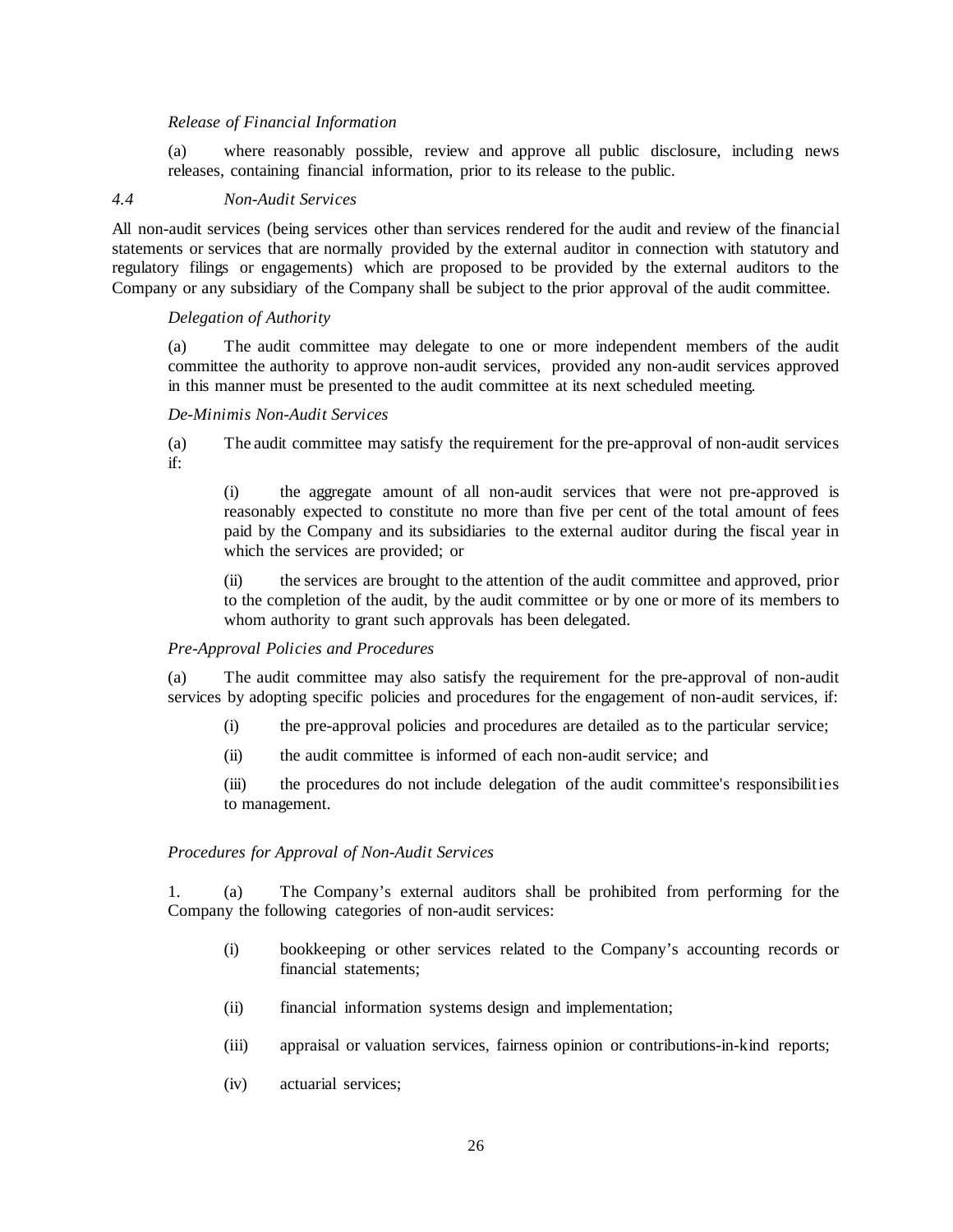*Release of Financial Information*

(a) where reasonably possible, review and approve all public disclosure, including news releases, containing financial information, prior to its release to the public.

*4.4 Non-Audit Services*

All non-audit services (being services other than services rendered for the audit and review of the financial statements or services that are normally provided by the external auditor in connection with statutory and regulatory filings or engagements) which are proposed to be provided by the external auditors to the Company or any subsidiary of the Company shall be subject to the prior approval of the audit committee.

*Delegation of Authority*

(a) The audit committee may delegate to one or more independent members of the audit committee the authority to approve non-audit services, provided any non-audit services approved in this manner must be presented to the audit committee at its next scheduled meeting.

*De-Minimis Non-Audit Services*

(a) The audit committee may satisfy the requirement for the pre-approval of non-audit services if:

(i) the aggregate amount of all non-audit services that were not pre-approved is reasonably expected to constitute no more than five per cent of the total amount of fees paid by the Company and its subsidiaries to the external auditor during the fiscal year in which the services are provided; or

(ii) the services are brought to the attention of the audit committee and approved, prior to the completion of the audit, by the audit committee or by one or more of its members to whom authority to grant such approvals has been delegated.

*Pre-Approval Policies and Procedures*

(a) The audit committee may also satisfy the requirement for the pre-approval of non-audit services by adopting specific policies and procedures for the engagement of non-audit services, if:

(i) the pre-approval policies and procedures are detailed as to the particular service;

(ii) the audit committee is informed of each non-audit service; and

(iii) the procedures do not include delegation of the audit committee's responsibilities to management.

*Procedures for Approval of Non-Audit Services*

1. (a) The Company's external auditors shall be prohibited from performing for the Company the following categories of non-audit services:

(i) bookkeeping or other services related to the Company's accounting records or financial statements;

(ii) financial information systems design and implementation;

(iii) appraisal or valuation services, fairness opinion or contributions-in-kind reports;

(iv) actuarial services;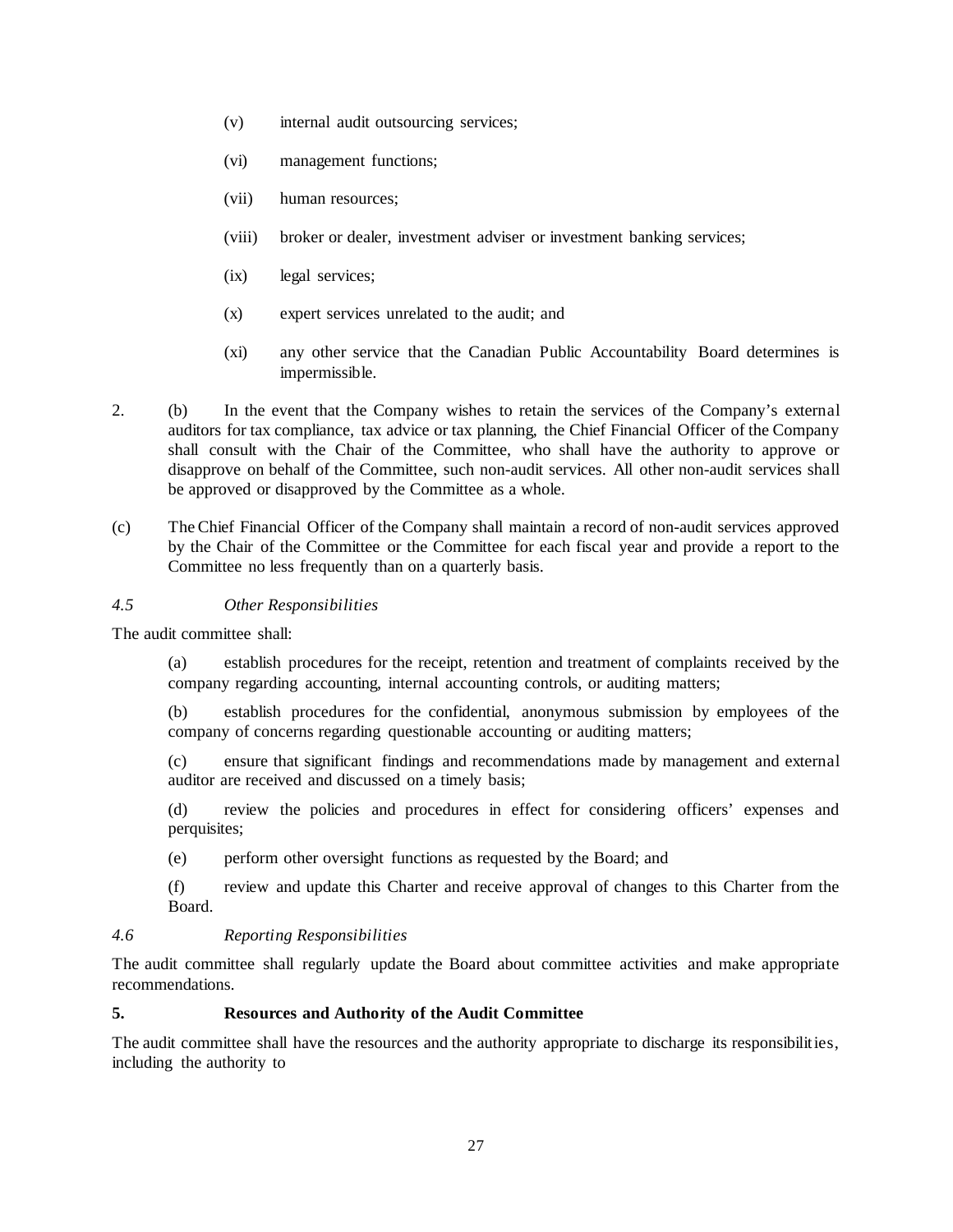(v) internal audit outsourcing services;

(vi) management functions;

(vii) human resources;

(viii) broker or dealer, investment adviser or investment banking services;

(ix) legal services;

(x) expert services unrelated to the audit; and

(xi) any other service that the Canadian Public Accountability Board determines is impermissible.

2. (b) In the event that the Company wishes to retain the services of the Company's external auditors for tax compliance, tax advice or tax planning, the Chief Financial Officer of the Company shall consult with the Chair of the Committee, who shall have the authority to approve or disapprove on behalf of the Committee, such non-audit services. All other non-audit services shall be approved or disapproved by the Committee as a whole.

(c) The Chief Financial Officer of the Company shall maintain a record of non-audit services approved by the Chair of the Committee or the Committee for each fiscal year and provide a report to the Committee no less frequently than on a quarterly basis.

*4.5 Other Responsibilities*

The audit committee shall:

(a) establish procedures for the receipt, retention and treatment of complaints received by the company regarding accounting, internal accounting controls, or auditing matters;

(b) establish procedures for the confidential, anonymous submission by employees of the company of concerns regarding questionable accounting or auditing matters;

(c) ensure that significant findings and recommendations made by management and external auditor are received and discussed on a timely basis;

(d) review the policies and procedures in effect for considering officers' expenses and perquisites;

(e) perform other oversight functions as requested by the Board; and

(f) review and update this Charter and receive approval of changes to this Charter from the Board.

*4.6 Reporting Responsibilities*

The audit committee shall regularly update the Board about committee activities and make appropriate recommendations.

**5. Resources and Authority of the Audit Committee**

The audit committee shall have the resources and the authority appropriate to discharge its responsibilities, including the authority to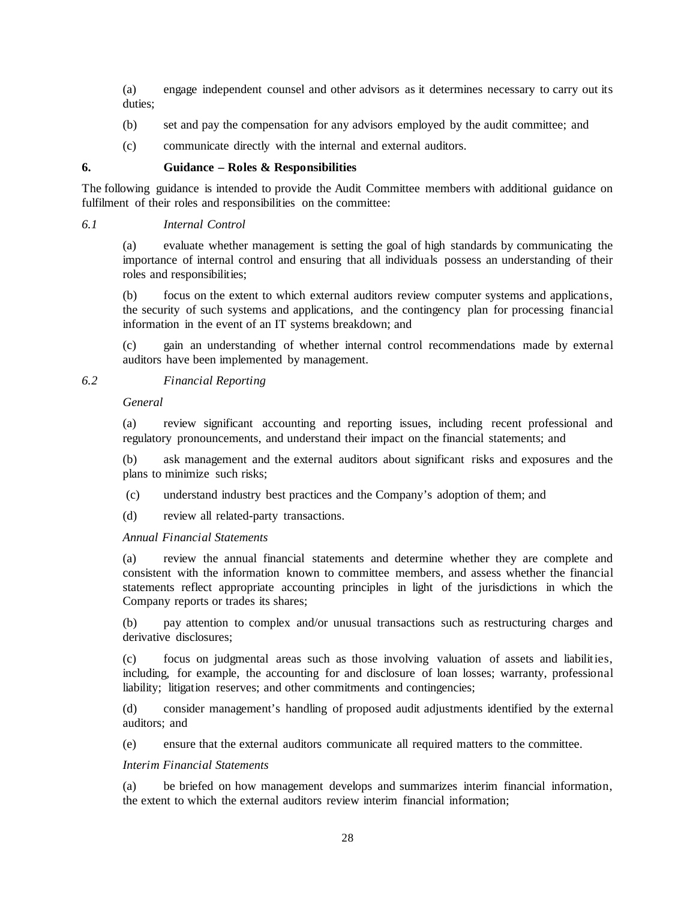(a) engage independent counsel and other advisors as it determines necessary to carry out its duties;

(b) set and pay the compensation for any advisors employed by the audit committee; and

(c) communicate directly with the internal and external auditors.

## 6. Guidance – Roles & Responsibilities

The following guidance is intended to provide the Audit Committee members with additional guidance on fulfilment of their roles and responsibilities on the committee:

*6.1 Internal Control*

(a) evaluate whether management is setting the goal of high standards by communicating the importance of internal control and ensuring that all individuals possess an understanding of their roles and responsibilities;

(b) focus on the extent to which external auditors review computer systems and applications, the security of such systems and applications, and the contingency plan for processing financial information in the event of an IT systems breakdown; and

(c) gain an understanding of whether internal control recommendations made by external auditors have been implemented by management.

*6.2 Financial Reporting*

*General*

(a) review significant accounting and reporting issues, including recent professional and regulatory pronouncements, and understand their impact on the financial statements; and

(b) ask management and the external auditors about significant risks and exposures and the plans to minimize such risks;

(c) understand industry best practices and the Company's adoption of them; and

(d) review all related-party transactions.

*Annual Financial Statements*

(a) review the annual financial statements and determine whether they are complete and consistent with the information known to committee members, and assess whether the financial statements reflect appropriate accounting principles in light of the jurisdictions in which the Company reports or trades its shares;

(b) pay attention to complex and/or unusual transactions such as restructuring charges and derivative disclosures;

(c) focus on judgmental areas such as those involving valuation of assets and liabilities, including, for example, the accounting for and disclosure of loan losses; warranty, professional liability; litigation reserves; and other commitments and contingencies;

(d) consider management's handling of proposed audit adjustments identified by the external auditors; and

(e) ensure that the external auditors communicate all required matters to the committee.

*Interim Financial Statements*

(a) be briefed on how management develops and summarizes interim financial information, the extent to which the external auditors review interim financial information;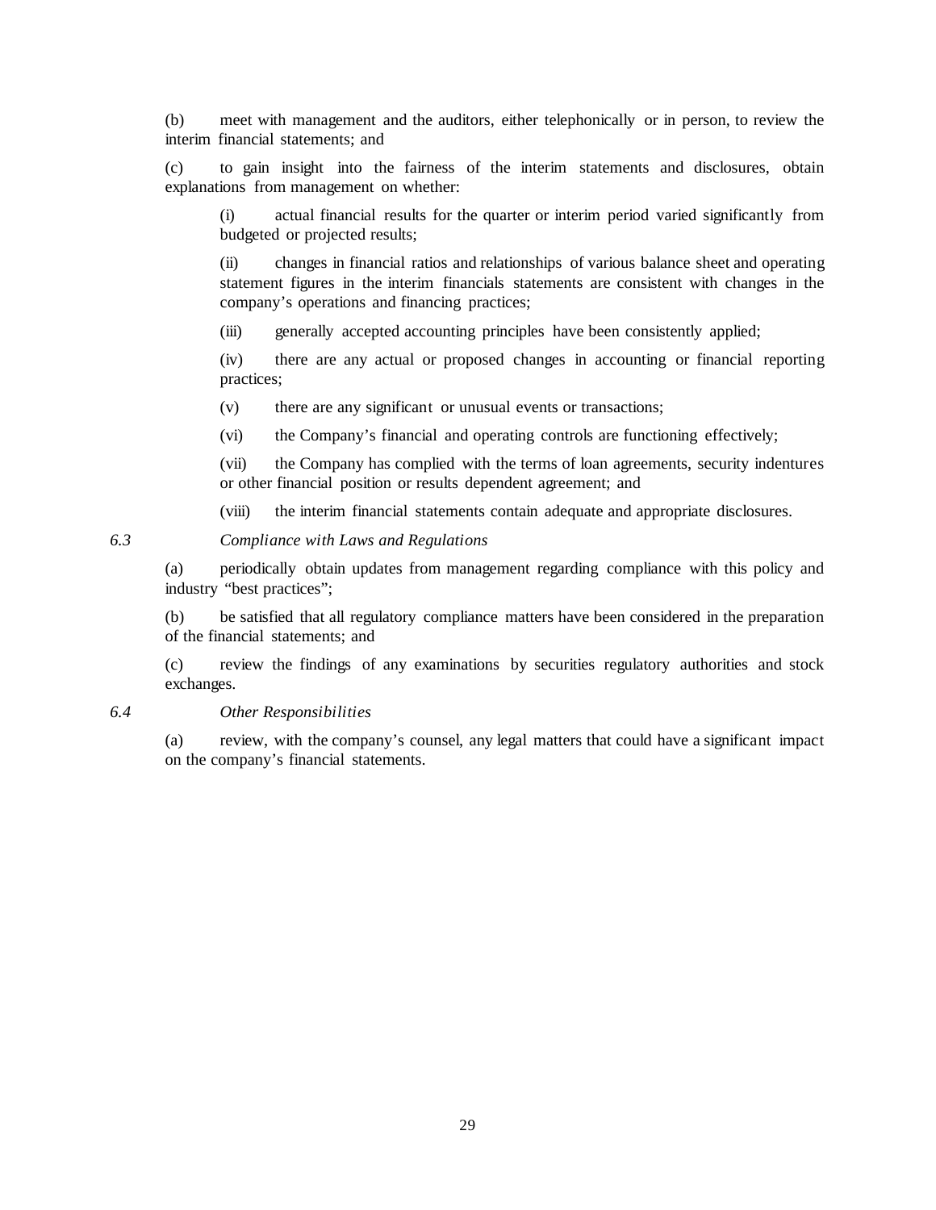(b) meet with management and the auditors, either telephonically or in person, to review the interim financial statements; and

(c) to gain insight into the fairness of the interim statements and disclosures, obtain explanations from management on whether:

> (i) actual financial results for the quarter or interim period varied significantly from budgeted or projected results;
>
> (ii) changes in financial ratios and relationships of various balance sheet and operating statement figures in the interim financials statements are consistent with changes in the company's operations and financing practices;
>
> (iii) generally accepted accounting principles have been consistently applied;
>
> (iv) there are any actual or proposed changes in accounting or financial reporting practices;
>
> (v) there are any significant or unusual events or transactions;
>
> (vi) the Company's financial and operating controls are functioning effectively;
>
> (vii) the Company has complied with the terms of loan agreements, security indentures or other financial position or results dependent agreement; and
>
> (viii) the interim financial statements contain adequate and appropriate disclosures.

*6.3 Compliance with Laws and Regulations*

(a) periodically obtain updates from management regarding compliance with this policy and industry "best practices";

(b) be satisfied that all regulatory compliance matters have been considered in the preparation of the financial statements; and

(c) review the findings of any examinations by securities regulatory authorities and stock exchanges.

*6.4 Other Responsibilities*

(a) review, with the company's counsel, any legal matters that could have a significant impact on the company's financial statements.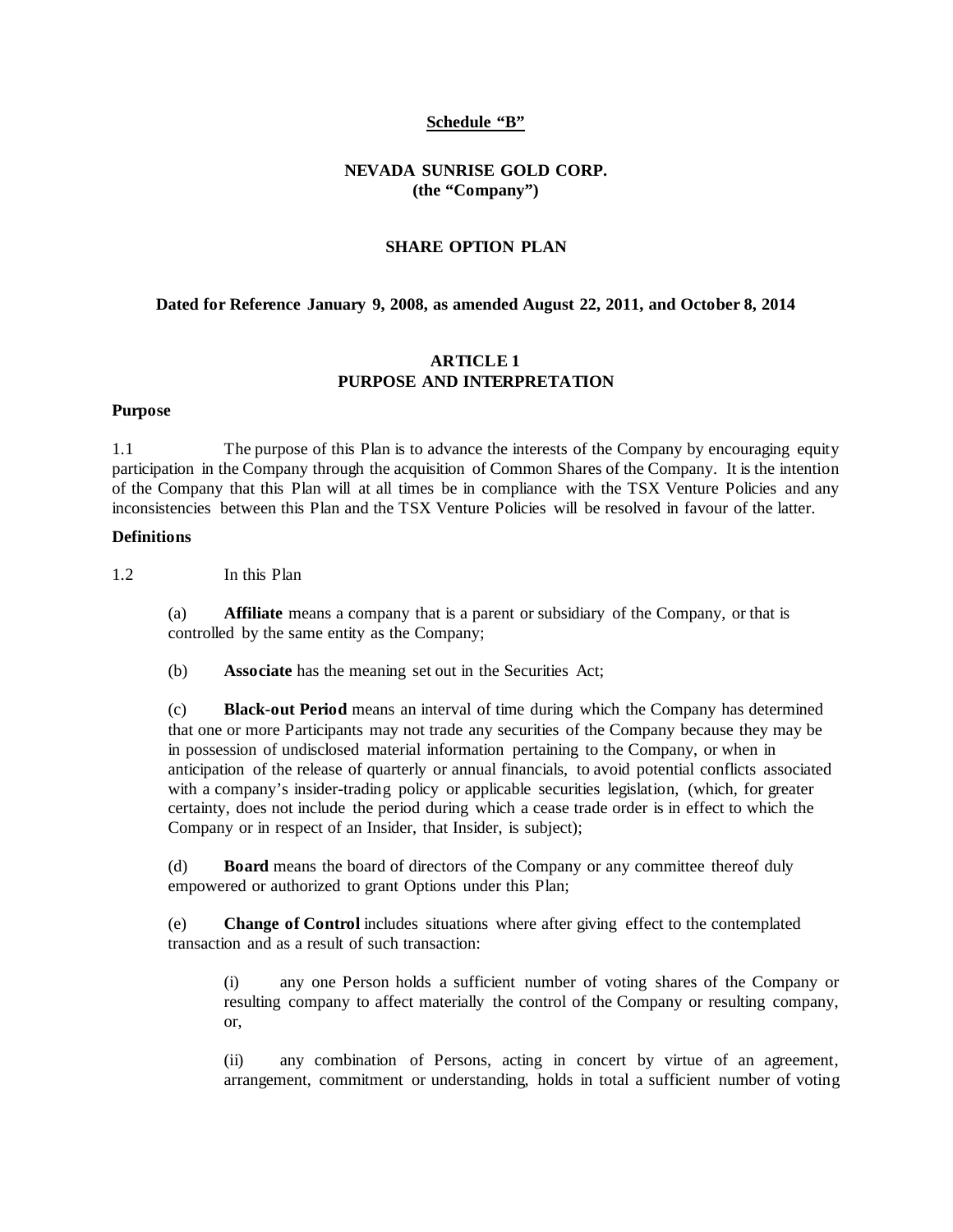**Schedule "B"**

**NEVADA SUNRISE GOLD CORP.**
**(the "Company")**

**SHARE OPTION PLAN**

**Dated for Reference January 9, 2008, as amended August 22, 2011, and October 8, 2014**

## ARTICLE 1
## PURPOSE AND INTERPRETATION

### Purpose

1.1 The purpose of this Plan is to advance the interests of the Company by encouraging equity participation in the Company through the acquisition of Common Shares of the Company. It is the intention of the Company that this Plan will at all times be in compliance with the TSX Venture Policies and any inconsistencies between this Plan and the TSX Venture Policies will be resolved in favour of the latter.

### Definitions

1.2 In this Plan

(a) **Affiliate** means a company that is a parent or subsidiary of the Company, or that is controlled by the same entity as the Company;

(b) **Associate** has the meaning set out in the Securities Act;

(c) **Black-out Period** means an interval of time during which the Company has determined that one or more Participants may not trade any securities of the Company because they may be in possession of undisclosed material information pertaining to the Company, or when in anticipation of the release of quarterly or annual financials, to avoid potential conflicts associated with a company's insider-trading policy or applicable securities legislation, (which, for greater certainty, does not include the period during which a cease trade order is in effect to which the Company or in respect of an Insider, that Insider, is subject);

(d) **Board** means the board of directors of the Company or any committee thereof duly empowered or authorized to grant Options under this Plan;

(e) **Change of Control** includes situations where after giving effect to the contemplated transaction and as a result of such transaction:

(i) any one Person holds a sufficient number of voting shares of the Company or resulting company to affect materially the control of the Company or resulting company, or,

(ii) any combination of Persons, acting in concert by virtue of an agreement, arrangement, commitment or understanding, holds in total a sufficient number of voting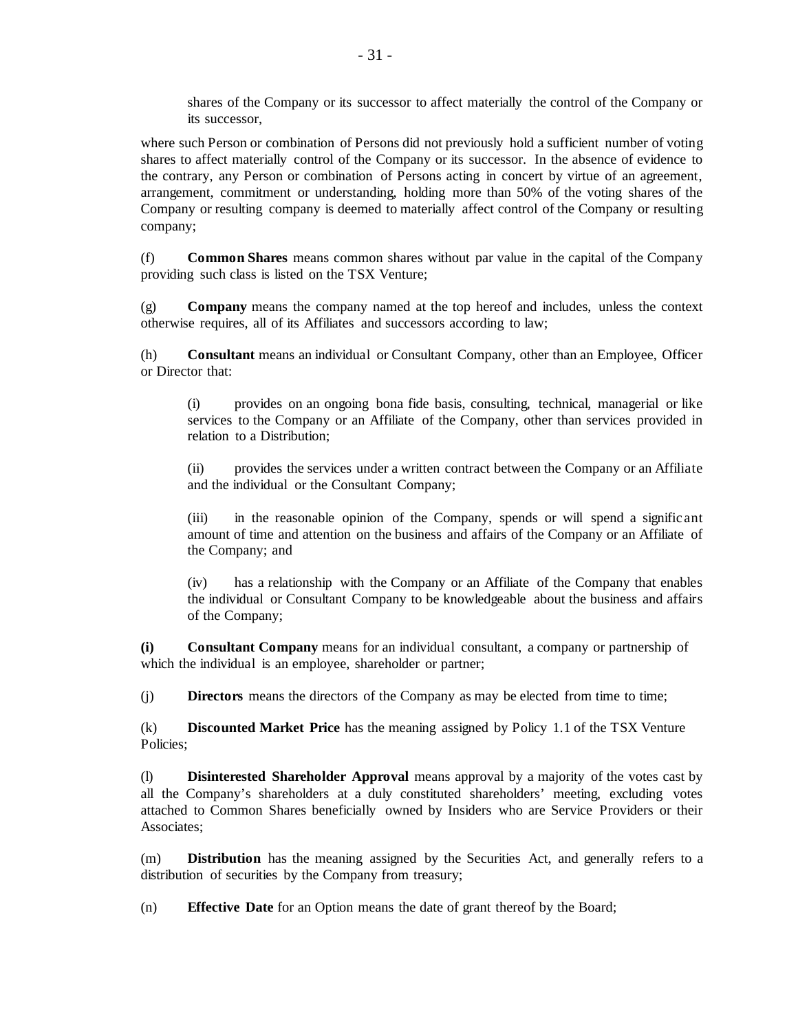shares of the Company or its successor to affect materially the control of the Company or its successor,

where such Person or combination of Persons did not previously hold a sufficient number of voting shares to affect materially control of the Company or its successor. In the absence of evidence to the contrary, any Person or combination of Persons acting in concert by virtue of an agreement, arrangement, commitment or understanding, holding more than 50% of the voting shares of the Company or resulting company is deemed to materially affect control of the Company or resulting company;

(f) **Common Shares** means common shares without par value in the capital of the Company providing such class is listed on the TSX Venture;

(g) **Company** means the company named at the top hereof and includes, unless the context otherwise requires, all of its Affiliates and successors according to law;

(h) **Consultant** means an individual or Consultant Company, other than an Employee, Officer or Director that:

> (i) provides on an ongoing bona fide basis, consulting, technical, managerial or like services to the Company or an Affiliate of the Company, other than services provided in relation to a Distribution;
>
> (ii) provides the services under a written contract between the Company or an Affiliate and the individual or the Consultant Company;
>
> (iii) in the reasonable opinion of the Company, spends or will spend a significant amount of time and attention on the business and affairs of the Company or an Affiliate of the Company; and
>
> (iv) has a relationship with the Company or an Affiliate of the Company that enables the individual or Consultant Company to be knowledgeable about the business and affairs of the Company;

**(i)** **Consultant Company** means for an individual consultant, a company or partnership of which the individual is an employee, shareholder or partner;

(j) **Directors** means the directors of the Company as may be elected from time to time;

(k) **Discounted Market Price** has the meaning assigned by Policy 1.1 of the TSX Venture Policies;

(l) **Disinterested Shareholder Approval** means approval by a majority of the votes cast by all the Company's shareholders at a duly constituted shareholders' meeting, excluding votes attached to Common Shares beneficially owned by Insiders who are Service Providers or their Associates;

(m) **Distribution** has the meaning assigned by the Securities Act, and generally refers to a distribution of securities by the Company from treasury;

(n) **Effective Date** for an Option means the date of grant thereof by the Board;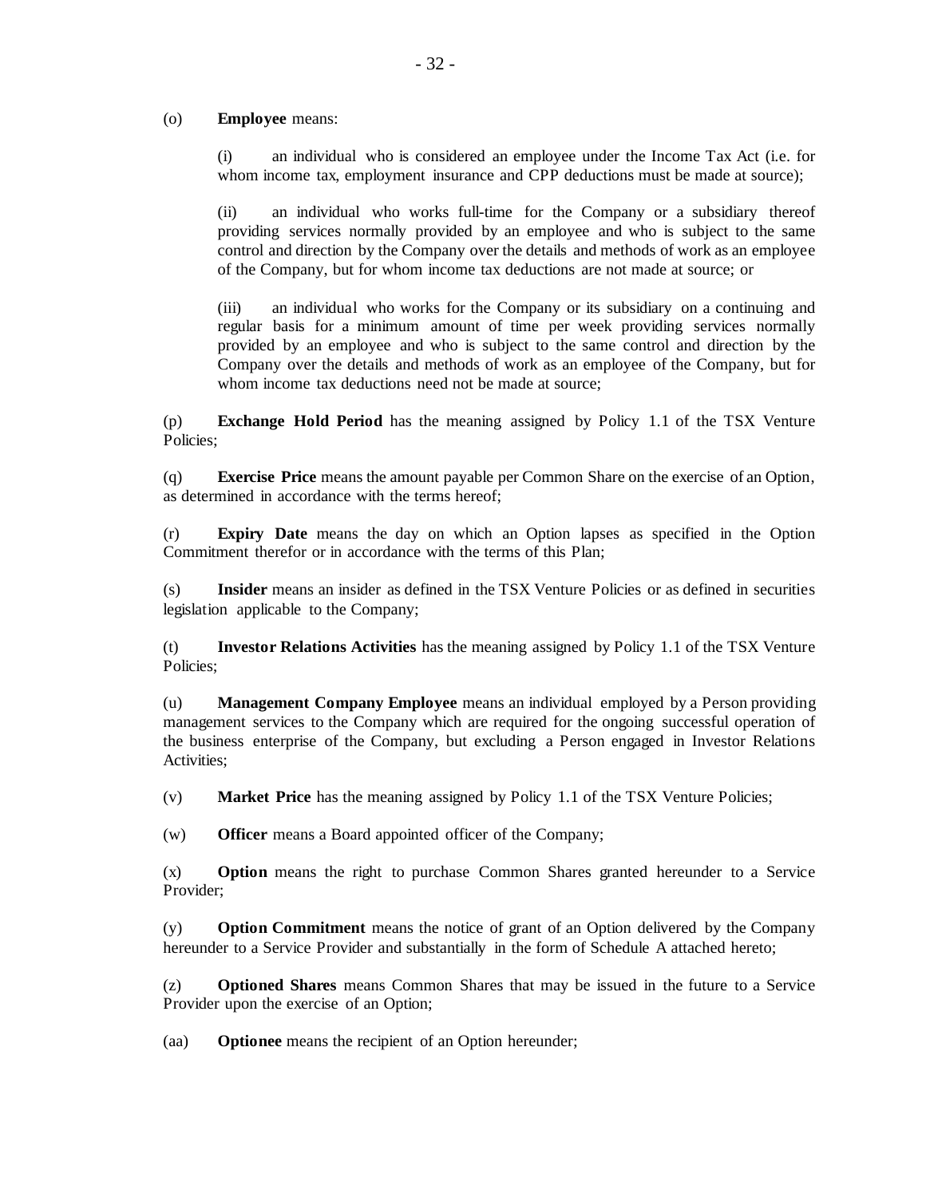(o) **Employee** means:

(i) an individual who is considered an employee under the Income Tax Act (i.e. for whom income tax, employment insurance and CPP deductions must be made at source);

(ii) an individual who works full-time for the Company or a subsidiary thereof providing services normally provided by an employee and who is subject to the same control and direction by the Company over the details and methods of work as an employee of the Company, but for whom income tax deductions are not made at source; or

(iii) an individual who works for the Company or its subsidiary on a continuing and regular basis for a minimum amount of time per week providing services normally provided by an employee and who is subject to the same control and direction by the Company over the details and methods of work as an employee of the Company, but for whom income tax deductions need not be made at source;

(p) **Exchange Hold Period** has the meaning assigned by Policy 1.1 of the TSX Venture Policies;

(q) **Exercise Price** means the amount payable per Common Share on the exercise of an Option, as determined in accordance with the terms hereof;

(r) **Expiry Date** means the day on which an Option lapses as specified in the Option Commitment therefor or in accordance with the terms of this Plan;

(s) **Insider** means an insider as defined in the TSX Venture Policies or as defined in securities legislation applicable to the Company;

(t) **Investor Relations Activities** has the meaning assigned by Policy 1.1 of the TSX Venture Policies;

(u) **Management Company Employee** means an individual employed by a Person providing management services to the Company which are required for the ongoing successful operation of the business enterprise of the Company, but excluding a Person engaged in Investor Relations Activities;

(v) **Market Price** has the meaning assigned by Policy 1.1 of the TSX Venture Policies;

(w) **Officer** means a Board appointed officer of the Company;

(x) **Option** means the right to purchase Common Shares granted hereunder to a Service Provider;

(y) **Option Commitment** means the notice of grant of an Option delivered by the Company hereunder to a Service Provider and substantially in the form of Schedule A attached hereto;

(z) **Optioned Shares** means Common Shares that may be issued in the future to a Service Provider upon the exercise of an Option;

(aa) **Optionee** means the recipient of an Option hereunder;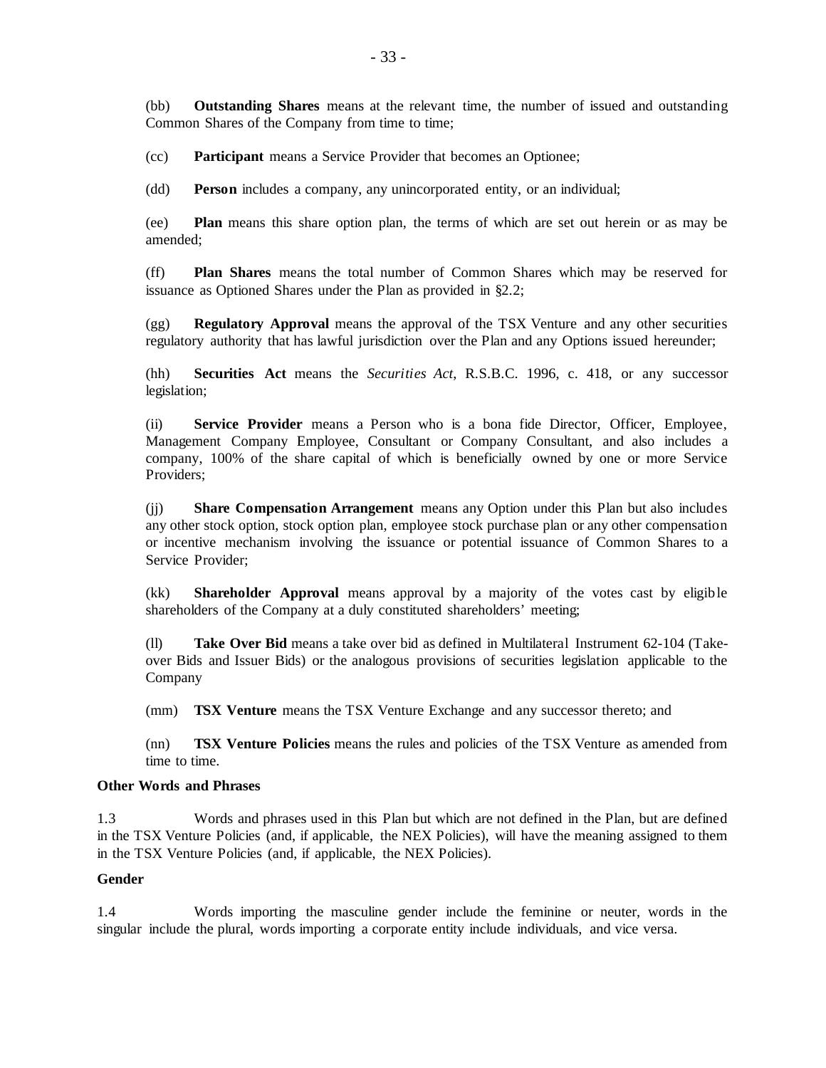(bb) **Outstanding Shares** means at the relevant time, the number of issued and outstanding Common Shares of the Company from time to time;

(cc) **Participant** means a Service Provider that becomes an Optionee;

(dd) **Person** includes a company, any unincorporated entity, or an individual;

(ee) **Plan** means this share option plan, the terms of which are set out herein or as may be amended;

(ff) **Plan Shares** means the total number of Common Shares which may be reserved for issuance as Optioned Shares under the Plan as provided in §2.2;

(gg) **Regulatory Approval** means the approval of the TSX Venture and any other securities regulatory authority that has lawful jurisdiction over the Plan and any Options issued hereunder;

(hh) **Securities Act** means the *Securities Act*, R.S.B.C. 1996, c. 418, or any successor legislation;

(ii) **Service Provider** means a Person who is a bona fide Director, Officer, Employee, Management Company Employee, Consultant or Company Consultant, and also includes a company, 100% of the share capital of which is beneficially owned by one or more Service Providers;

(jj) **Share Compensation Arrangement** means any Option under this Plan but also includes any other stock option, stock option plan, employee stock purchase plan or any other compensation or incentive mechanism involving the issuance or potential issuance of Common Shares to a Service Provider;

(kk) **Shareholder Approval** means approval by a majority of the votes cast by eligible shareholders of the Company at a duly constituted shareholders' meeting;

(ll) **Take Over Bid** means a take over bid as defined in Multilateral Instrument 62-104 (Take-over Bids and Issuer Bids) or the analogous provisions of securities legislation applicable to the Company

(mm) **TSX Venture** means the TSX Venture Exchange and any successor thereto; and

(nn) **TSX Venture Policies** means the rules and policies of the TSX Venture as amended from time to time.

**Other Words and Phrases**

1.3 Words and phrases used in this Plan but which are not defined in the Plan, but are defined in the TSX Venture Policies (and, if applicable, the NEX Policies), will have the meaning assigned to them in the TSX Venture Policies (and, if applicable, the NEX Policies).

**Gender**

1.4 Words importing the masculine gender include the feminine or neuter, words in the singular include the plural, words importing a corporate entity include individuals, and vice versa.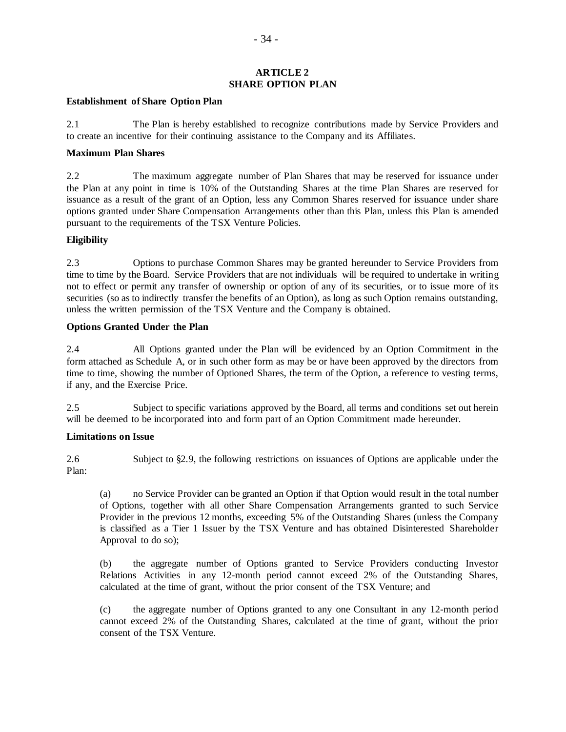## ARTICLE 2
## SHARE OPTION PLAN

**Establishment of Share Option Plan**

2.1 The Plan is hereby established to recognize contributions made by Service Providers and to create an incentive for their continuing assistance to the Company and its Affiliates.

**Maximum Plan Shares**

2.2 The maximum aggregate number of Plan Shares that may be reserved for issuance under the Plan at any point in time is 10% of the Outstanding Shares at the time Plan Shares are reserved for issuance as a result of the grant of an Option, less any Common Shares reserved for issuance under share options granted under Share Compensation Arrangements other than this Plan, unless this Plan is amended pursuant to the requirements of the TSX Venture Policies.

**Eligibility**

2.3 Options to purchase Common Shares may be granted hereunder to Service Providers from time to time by the Board. Service Providers that are not individuals will be required to undertake in writing not to effect or permit any transfer of ownership or option of any of its securities, or to issue more of its securities (so as to indirectly transfer the benefits of an Option), as long as such Option remains outstanding, unless the written permission of the TSX Venture and the Company is obtained.

**Options Granted Under the Plan**

2.4 All Options granted under the Plan will be evidenced by an Option Commitment in the form attached as Schedule A, or in such other form as may be or have been approved by the directors from time to time, showing the number of Optioned Shares, the term of the Option, a reference to vesting terms, if any, and the Exercise Price.

2.5 Subject to specific variations approved by the Board, all terms and conditions set out herein will be deemed to be incorporated into and form part of an Option Commitment made hereunder.

**Limitations on Issue**

2.6 Subject to §2.9, the following restrictions on issuances of Options are applicable under the Plan:

(a) no Service Provider can be granted an Option if that Option would result in the total number of Options, together with all other Share Compensation Arrangements granted to such Service Provider in the previous 12 months, exceeding 5% of the Outstanding Shares (unless the Company is classified as a Tier 1 Issuer by the TSX Venture and has obtained Disinterested Shareholder Approval to do so);

(b) the aggregate number of Options granted to Service Providers conducting Investor Relations Activities in any 12-month period cannot exceed 2% of the Outstanding Shares, calculated at the time of grant, without the prior consent of the TSX Venture; and

(c) the aggregate number of Options granted to any one Consultant in any 12-month period cannot exceed 2% of the Outstanding Shares, calculated at the time of grant, without the prior consent of the TSX Venture.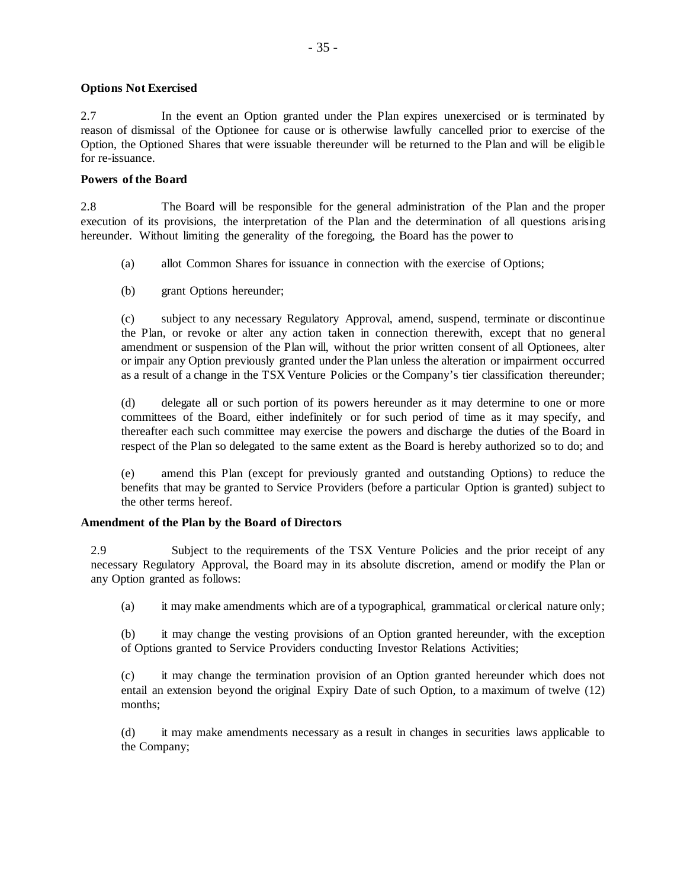**Options Not Exercised**

2.7 In the event an Option granted under the Plan expires unexercised or is terminated by reason of dismissal of the Optionee for cause or is otherwise lawfully cancelled prior to exercise of the Option, the Optioned Shares that were issuable thereunder will be returned to the Plan and will be eligible for re-issuance.

**Powers of the Board**

2.8 The Board will be responsible for the general administration of the Plan and the proper execution of its provisions, the interpretation of the Plan and the determination of all questions arising hereunder. Without limiting the generality of the foregoing, the Board has the power to

(a) allot Common Shares for issuance in connection with the exercise of Options;

(b) grant Options hereunder;

(c) subject to any necessary Regulatory Approval, amend, suspend, terminate or discontinue the Plan, or revoke or alter any action taken in connection therewith, except that no general amendment or suspension of the Plan will, without the prior written consent of all Optionees, alter or impair any Option previously granted under the Plan unless the alteration or impairment occurred as a result of a change in the TSX Venture Policies or the Company's tier classification thereunder;

(d) delegate all or such portion of its powers hereunder as it may determine to one or more committees of the Board, either indefinitely or for such period of time as it may specify, and thereafter each such committee may exercise the powers and discharge the duties of the Board in respect of the Plan so delegated to the same extent as the Board is hereby authorized so to do; and

(e) amend this Plan (except for previously granted and outstanding Options) to reduce the benefits that may be granted to Service Providers (before a particular Option is granted) subject to the other terms hereof.

**Amendment of the Plan by the Board of Directors**

2.9 Subject to the requirements of the TSX Venture Policies and the prior receipt of any necessary Regulatory Approval, the Board may in its absolute discretion, amend or modify the Plan or any Option granted as follows:

(a) it may make amendments which are of a typographical, grammatical or clerical nature only;

(b) it may change the vesting provisions of an Option granted hereunder, with the exception of Options granted to Service Providers conducting Investor Relations Activities;

(c) it may change the termination provision of an Option granted hereunder which does not entail an extension beyond the original Expiry Date of such Option, to a maximum of twelve (12) months;

(d) it may make amendments necessary as a result in changes in securities laws applicable to the Company;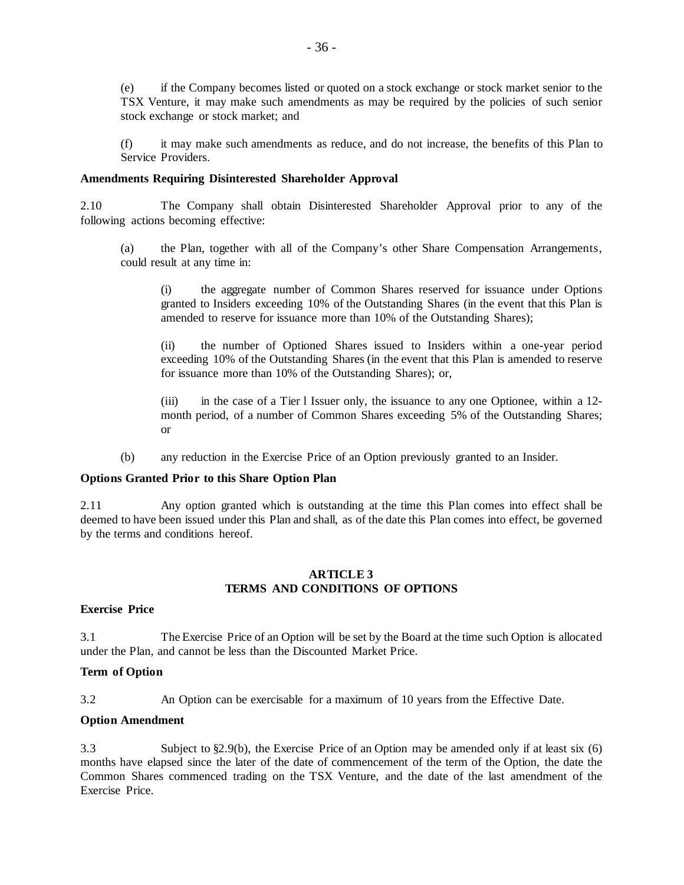(e) if the Company becomes listed or quoted on a stock exchange or stock market senior to the TSX Venture, it may make such amendments as may be required by the policies of such senior stock exchange or stock market; and

(f) it may make such amendments as reduce, and do not increase, the benefits of this Plan to Service Providers.

**Amendments Requiring Disinterested Shareholder Approval**

2.10 The Company shall obtain Disinterested Shareholder Approval prior to any of the following actions becoming effective:

(a) the Plan, together with all of the Company's other Share Compensation Arrangements, could result at any time in:

(i) the aggregate number of Common Shares reserved for issuance under Options granted to Insiders exceeding 10% of the Outstanding Shares (in the event that this Plan is amended to reserve for issuance more than 10% of the Outstanding Shares);

(ii) the number of Optioned Shares issued to Insiders within a one-year period exceeding 10% of the Outstanding Shares (in the event that this Plan is amended to reserve for issuance more than 10% of the Outstanding Shares); or,

(iii) in the case of a Tier l Issuer only, the issuance to any one Optionee, within a 12-month period, of a number of Common Shares exceeding 5% of the Outstanding Shares; or

(b) any reduction in the Exercise Price of an Option previously granted to an Insider.

**Options Granted Prior to this Share Option Plan**

2.11 Any option granted which is outstanding at the time this Plan comes into effect shall be deemed to have been issued under this Plan and shall, as of the date this Plan comes into effect, be governed by the terms and conditions hereof.

## ARTICLE 3
## TERMS AND CONDITIONS OF OPTIONS

**Exercise Price**

3.1 The Exercise Price of an Option will be set by the Board at the time such Option is allocated under the Plan, and cannot be less than the Discounted Market Price.

**Term of Option**

3.2 An Option can be exercisable for a maximum of 10 years from the Effective Date.

**Option Amendment**

3.3 Subject to §2.9(b), the Exercise Price of an Option may be amended only if at least six (6) months have elapsed since the later of the date of commencement of the term of the Option, the date the Common Shares commenced trading on the TSX Venture, and the date of the last amendment of the Exercise Price.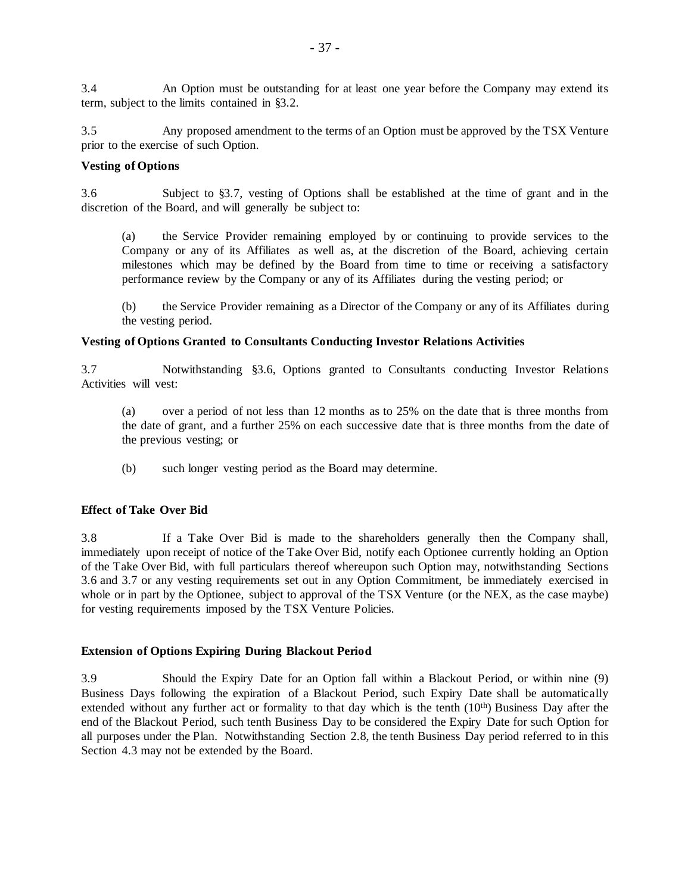3.4 An Option must be outstanding for at least one year before the Company may extend its term, subject to the limits contained in §3.2.

3.5 Any proposed amendment to the terms of an Option must be approved by the TSX Venture prior to the exercise of such Option.

**Vesting of Options**

3.6 Subject to §3.7, vesting of Options shall be established at the time of grant and in the discretion of the Board, and will generally be subject to:

(a) the Service Provider remaining employed by or continuing to provide services to the Company or any of its Affiliates as well as, at the discretion of the Board, achieving certain milestones which may be defined by the Board from time to time or receiving a satisfactory performance review by the Company or any of its Affiliates during the vesting period; or

(b) the Service Provider remaining as a Director of the Company or any of its Affiliates during the vesting period.

**Vesting of Options Granted to Consultants Conducting Investor Relations Activities**

3.7 Notwithstanding §3.6, Options granted to Consultants conducting Investor Relations Activities will vest:

(a) over a period of not less than 12 months as to 25% on the date that is three months from the date of grant, and a further 25% on each successive date that is three months from the date of the previous vesting; or

(b) such longer vesting period as the Board may determine.

**Effect of Take Over Bid**

3.8 If a Take Over Bid is made to the shareholders generally then the Company shall, immediately upon receipt of notice of the Take Over Bid, notify each Optionee currently holding an Option of the Take Over Bid, with full particulars thereof whereupon such Option may, notwithstanding Sections 3.6 and 3.7 or any vesting requirements set out in any Option Commitment, be immediately exercised in whole or in part by the Optionee, subject to approval of the TSX Venture (or the NEX, as the case maybe) for vesting requirements imposed by the TSX Venture Policies.

**Extension of Options Expiring During Blackout Period**

3.9 Should the Expiry Date for an Option fall within a Blackout Period, or within nine (9) Business Days following the expiration of a Blackout Period, such Expiry Date shall be automatically extended without any further act or formality to that day which is the tenth (10th) Business Day after the end of the Blackout Period, such tenth Business Day to be considered the Expiry Date for such Option for all purposes under the Plan. Notwithstanding Section 2.8, the tenth Business Day period referred to in this Section 4.3 may not be extended by the Board.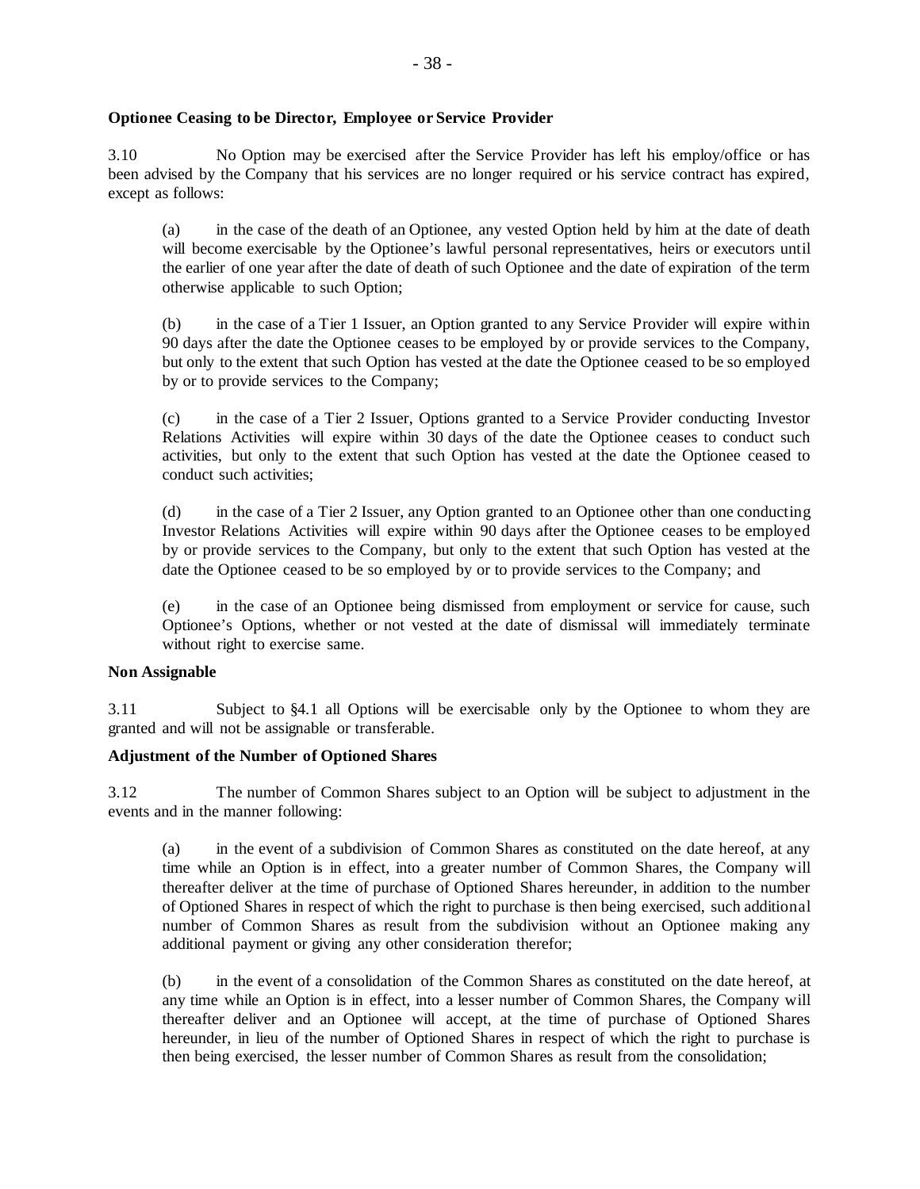**Optionee Ceasing to be Director, Employee or Service Provider**

3.10 No Option may be exercised after the Service Provider has left his employ/office or has been advised by the Company that his services are no longer required or his service contract has expired, except as follows:

(a) in the case of the death of an Optionee, any vested Option held by him at the date of death will become exercisable by the Optionee's lawful personal representatives, heirs or executors until the earlier of one year after the date of death of such Optionee and the date of expiration of the term otherwise applicable to such Option;

(b) in the case of a Tier 1 Issuer, an Option granted to any Service Provider will expire within 90 days after the date the Optionee ceases to be employed by or provide services to the Company, but only to the extent that such Option has vested at the date the Optionee ceased to be so employed by or to provide services to the Company;

(c) in the case of a Tier 2 Issuer, Options granted to a Service Provider conducting Investor Relations Activities will expire within 30 days of the date the Optionee ceases to conduct such activities, but only to the extent that such Option has vested at the date the Optionee ceased to conduct such activities;

(d) in the case of a Tier 2 Issuer, any Option granted to an Optionee other than one conducting Investor Relations Activities will expire within 90 days after the Optionee ceases to be employed by or provide services to the Company, but only to the extent that such Option has vested at the date the Optionee ceased to be so employed by or to provide services to the Company; and

(e) in the case of an Optionee being dismissed from employment or service for cause, such Optionee's Options, whether or not vested at the date of dismissal will immediately terminate without right to exercise same.

**Non Assignable**

3.11 Subject to §4.1 all Options will be exercisable only by the Optionee to whom they are granted and will not be assignable or transferable.

**Adjustment of the Number of Optioned Shares**

3.12 The number of Common Shares subject to an Option will be subject to adjustment in the events and in the manner following:

(a) in the event of a subdivision of Common Shares as constituted on the date hereof, at any time while an Option is in effect, into a greater number of Common Shares, the Company will thereafter deliver at the time of purchase of Optioned Shares hereunder, in addition to the number of Optioned Shares in respect of which the right to purchase is then being exercised, such additional number of Common Shares as result from the subdivision without an Optionee making any additional payment or giving any other consideration therefor;

(b) in the event of a consolidation of the Common Shares as constituted on the date hereof, at any time while an Option is in effect, into a lesser number of Common Shares, the Company will thereafter deliver and an Optionee will accept, at the time of purchase of Optioned Shares hereunder, in lieu of the number of Optioned Shares in respect of which the right to purchase is then being exercised, the lesser number of Common Shares as result from the consolidation;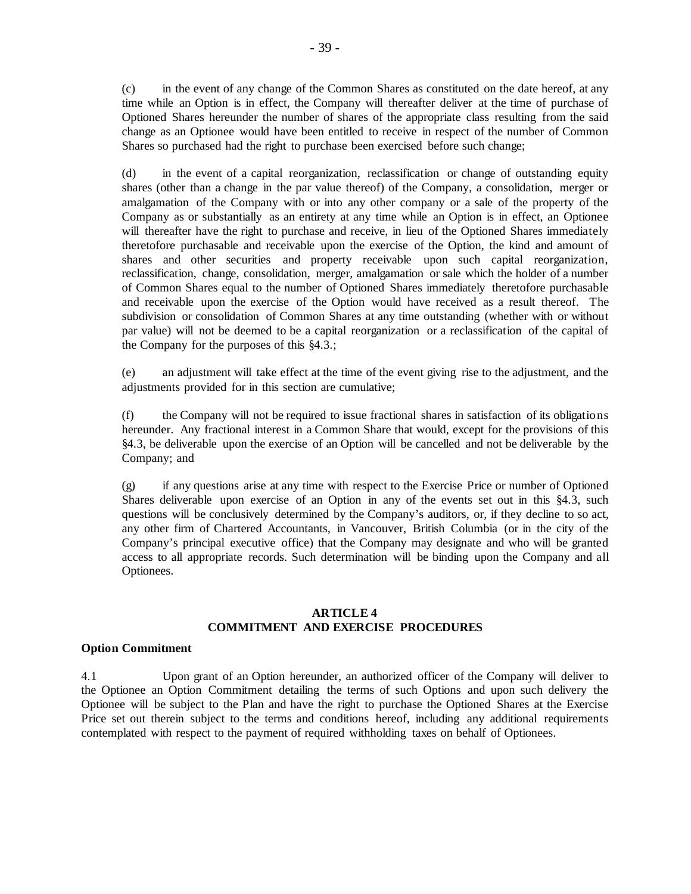(c) in the event of any change of the Common Shares as constituted on the date hereof, at any time while an Option is in effect, the Company will thereafter deliver at the time of purchase of Optioned Shares hereunder the number of shares of the appropriate class resulting from the said change as an Optionee would have been entitled to receive in respect of the number of Common Shares so purchased had the right to purchase been exercised before such change;

(d) in the event of a capital reorganization, reclassification or change of outstanding equity shares (other than a change in the par value thereof) of the Company, a consolidation, merger or amalgamation of the Company with or into any other company or a sale of the property of the Company as or substantially as an entirety at any time while an Option is in effect, an Optionee will thereafter have the right to purchase and receive, in lieu of the Optioned Shares immediately theretofore purchasable and receivable upon the exercise of the Option, the kind and amount of shares and other securities and property receivable upon such capital reorganization, reclassification, change, consolidation, merger, amalgamation or sale which the holder of a number of Common Shares equal to the number of Optioned Shares immediately theretofore purchasable and receivable upon the exercise of the Option would have received as a result thereof. The subdivision or consolidation of Common Shares at any time outstanding (whether with or without par value) will not be deemed to be a capital reorganization or a reclassification of the capital of the Company for the purposes of this §4.3.;

(e) an adjustment will take effect at the time of the event giving rise to the adjustment, and the adjustments provided for in this section are cumulative;

(f) the Company will not be required to issue fractional shares in satisfaction of its obligations hereunder. Any fractional interest in a Common Share that would, except for the provisions of this §4.3, be deliverable upon the exercise of an Option will be cancelled and not be deliverable by the Company; and

(g) if any questions arise at any time with respect to the Exercise Price or number of Optioned Shares deliverable upon exercise of an Option in any of the events set out in this §4.3, such questions will be conclusively determined by the Company's auditors, or, if they decline to so act, any other firm of Chartered Accountants, in Vancouver, British Columbia (or in the city of the Company's principal executive office) that the Company may designate and who will be granted access to all appropriate records. Such determination will be binding upon the Company and all Optionees.

## ARTICLE 4
## COMMITMENT AND EXERCISE PROCEDURES

**Option Commitment**

4.1 Upon grant of an Option hereunder, an authorized officer of the Company will deliver to the Optionee an Option Commitment detailing the terms of such Options and upon such delivery the Optionee will be subject to the Plan and have the right to purchase the Optioned Shares at the Exercise Price set out therein subject to the terms and conditions hereof, including any additional requirements contemplated with respect to the payment of required withholding taxes on behalf of Optionees.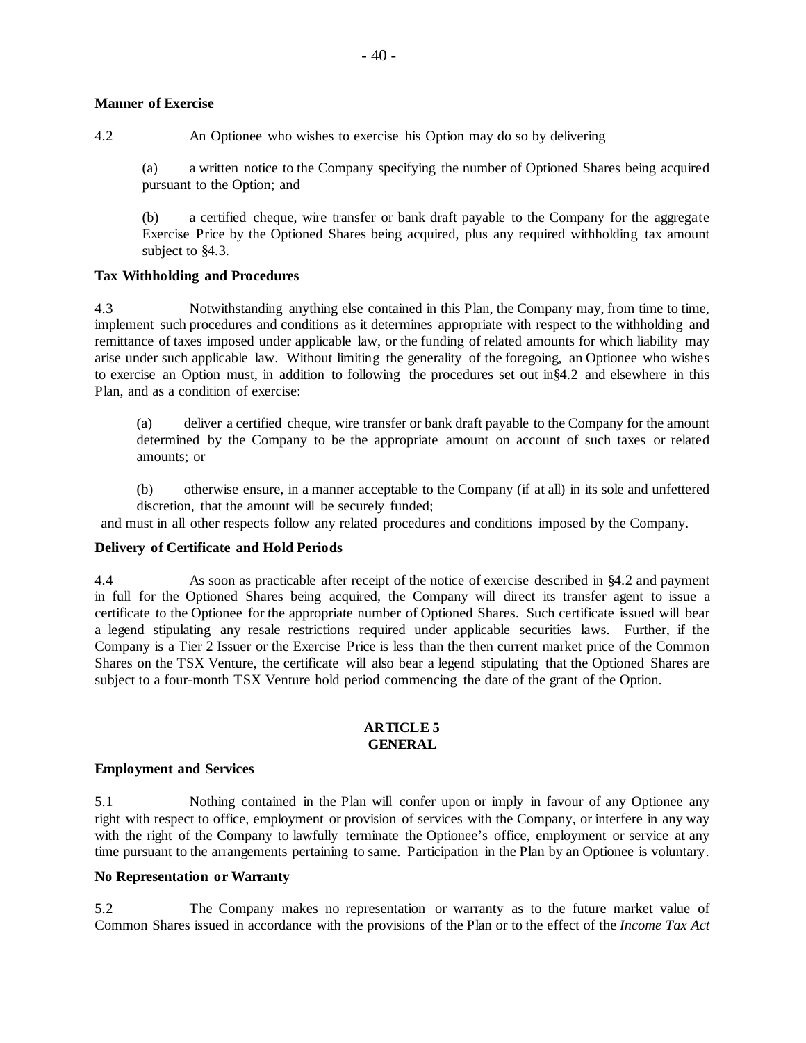**Manner of Exercise**

4.2 An Optionee who wishes to exercise his Option may do so by delivering

(a) a written notice to the Company specifying the number of Optioned Shares being acquired pursuant to the Option; and

(b) a certified cheque, wire transfer or bank draft payable to the Company for the aggregate Exercise Price by the Optioned Shares being acquired, plus any required withholding tax amount subject to §4.3.

**Tax Withholding and Procedures**

4.3 Notwithstanding anything else contained in this Plan, the Company may, from time to time, implement such procedures and conditions as it determines appropriate with respect to the withholding and remittance of taxes imposed under applicable law, or the funding of related amounts for which liability may arise under such applicable law. Without limiting the generality of the foregoing, an Optionee who wishes to exercise an Option must, in addition to following the procedures set out in§4.2 and elsewhere in this Plan, and as a condition of exercise:

(a) deliver a certified cheque, wire transfer or bank draft payable to the Company for the amount determined by the Company to be the appropriate amount on account of such taxes or related amounts; or

(b) otherwise ensure, in a manner acceptable to the Company (if at all) in its sole and unfettered discretion, that the amount will be securely funded;

and must in all other respects follow any related procedures and conditions imposed by the Company.

**Delivery of Certificate and Hold Periods**

4.4 As soon as practicable after receipt of the notice of exercise described in §4.2 and payment in full for the Optioned Shares being acquired, the Company will direct its transfer agent to issue a certificate to the Optionee for the appropriate number of Optioned Shares. Such certificate issued will bear a legend stipulating any resale restrictions required under applicable securities laws. Further, if the Company is a Tier 2 Issuer or the Exercise Price is less than the then current market price of the Common Shares on the TSX Venture, the certificate will also bear a legend stipulating that the Optioned Shares are subject to a four-month TSX Venture hold period commencing the date of the grant of the Option.

## ARTICLE 5
## GENERAL

**Employment and Services**

5.1 Nothing contained in the Plan will confer upon or imply in favour of any Optionee any right with respect to office, employment or provision of services with the Company, or interfere in any way with the right of the Company to lawfully terminate the Optionee's office, employment or service at any time pursuant to the arrangements pertaining to same. Participation in the Plan by an Optionee is voluntary.

**No Representation or Warranty**

5.2 The Company makes no representation or warranty as to the future market value of Common Shares issued in accordance with the provisions of the Plan or to the effect of the *Income Tax Act*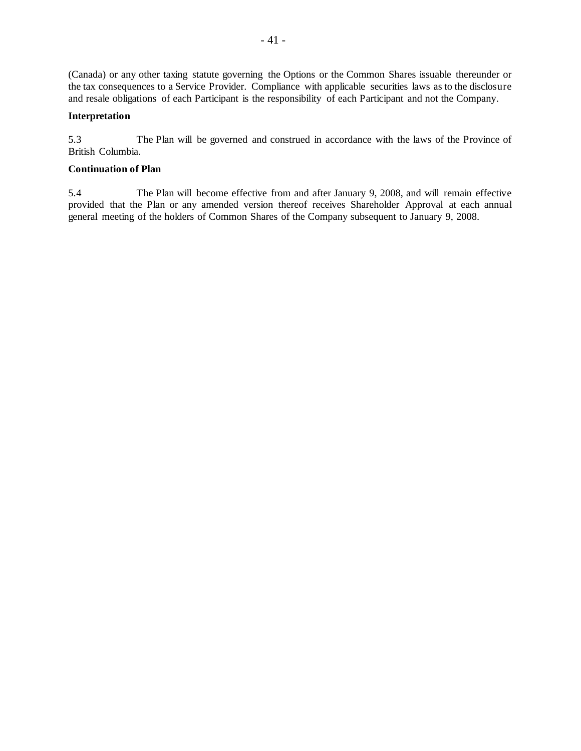(Canada) or any other taxing statute governing the Options or the Common Shares issuable thereunder or the tax consequences to a Service Provider. Compliance with applicable securities laws as to the disclosure and resale obligations of each Participant is the responsibility of each Participant and not the Company.

**Interpretation**

5.3 The Plan will be governed and construed in accordance with the laws of the Province of British Columbia.

**Continuation of Plan**

5.4 The Plan will become effective from and after January 9, 2008, and will remain effective provided that the Plan or any amended version thereof receives Shareholder Approval at each annual general meeting of the holders of Common Shares of the Company subsequent to January 9, 2008.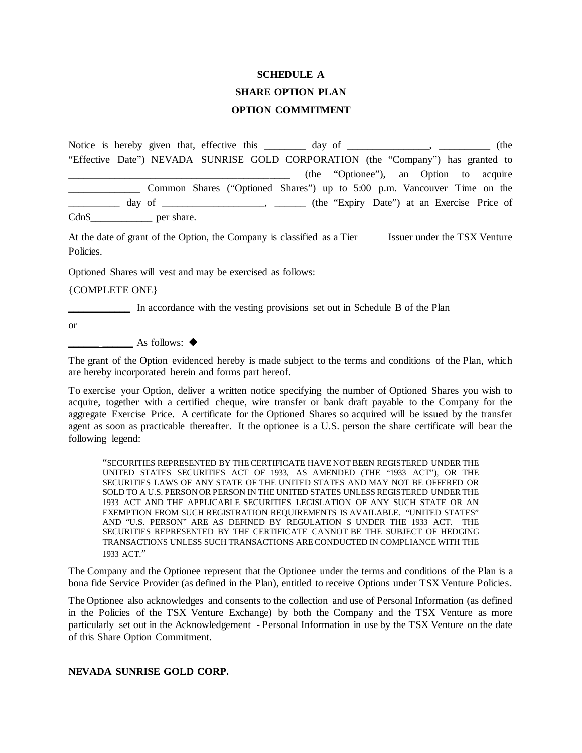# SCHEDULE A
## SHARE OPTION PLAN
## OPTION COMMITMENT

Notice is hereby given that, effective this ________ day of ________________, __________ (the "Effective Date") NEVADA SUNRISE GOLD CORPORATION (the "Company") has granted to ____________________________________________ (the "Optionee"), an Option to acquire ______________ Common Shares ("Optioned Shares") up to 5:00 p.m. Vancouver Time on the __________ day of ____________________, ______ (the "Expiry Date") at an Exercise Price of Cdn$____________ per share.

At the date of grant of the Option, the Company is classified as a Tier _____ Issuer under the TSX Venture Policies.

Optioned Shares will vest and may be exercised as follows:

{COMPLETE ONE}

____________ In accordance with the vesting provisions set out in Schedule B of the Plan

or

____________ As follows: ◆

The grant of the Option evidenced hereby is made subject to the terms and conditions of the Plan, which are hereby incorporated herein and forms part hereof.

To exercise your Option, deliver a written notice specifying the number of Optioned Shares you wish to acquire, together with a certified cheque, wire transfer or bank draft payable to the Company for the aggregate Exercise Price. A certificate for the Optioned Shares so acquired will be issued by the transfer agent as soon as practicable thereafter. It the optionee is a U.S. person the share certificate will bear the following legend:

> "SECURITIES REPRESENTED BY THE CERTIFICATE HAVE NOT BEEN REGISTERED UNDER THE UNITED STATES SECURITIES ACT OF 1933, AS AMENDED (THE "1933 ACT"), OR THE SECURITIES LAWS OF ANY STATE OF THE UNITED STATES AND MAY NOT BE OFFERED OR SOLD TO A U.S. PERSON OR PERSON IN THE UNITED STATES UNLESS REGISTERED UNDER THE 1933 ACT AND THE APPLICABLE SECURITIES LEGISLATION OF ANY SUCH STATE OR AN EXEMPTION FROM SUCH REGISTRATION REQUIREMENTS IS AVAILABLE. "UNITED STATES" AND "U.S. PERSON" ARE AS DEFINED BY REGULATION S UNDER THE 1933 ACT. THE SECURITIES REPRESENTED BY THE CERTIFICATE CANNOT BE THE SUBJECT OF HEDGING TRANSACTIONS UNLESS SUCH TRANSACTIONS ARE CONDUCTED IN COMPLIANCE WITH THE 1933 ACT."

The Company and the Optionee represent that the Optionee under the terms and conditions of the Plan is a bona fide Service Provider (as defined in the Plan), entitled to receive Options under TSX Venture Policies.

The Optionee also acknowledges and consents to the collection and use of Personal Information (as defined in the Policies of the TSX Venture Exchange) by both the Company and the TSX Venture as more particularly set out in the Acknowledgement - Personal Information in use by the TSX Venture on the date of this Share Option Commitment.

**NEVADA SUNRISE GOLD CORP.**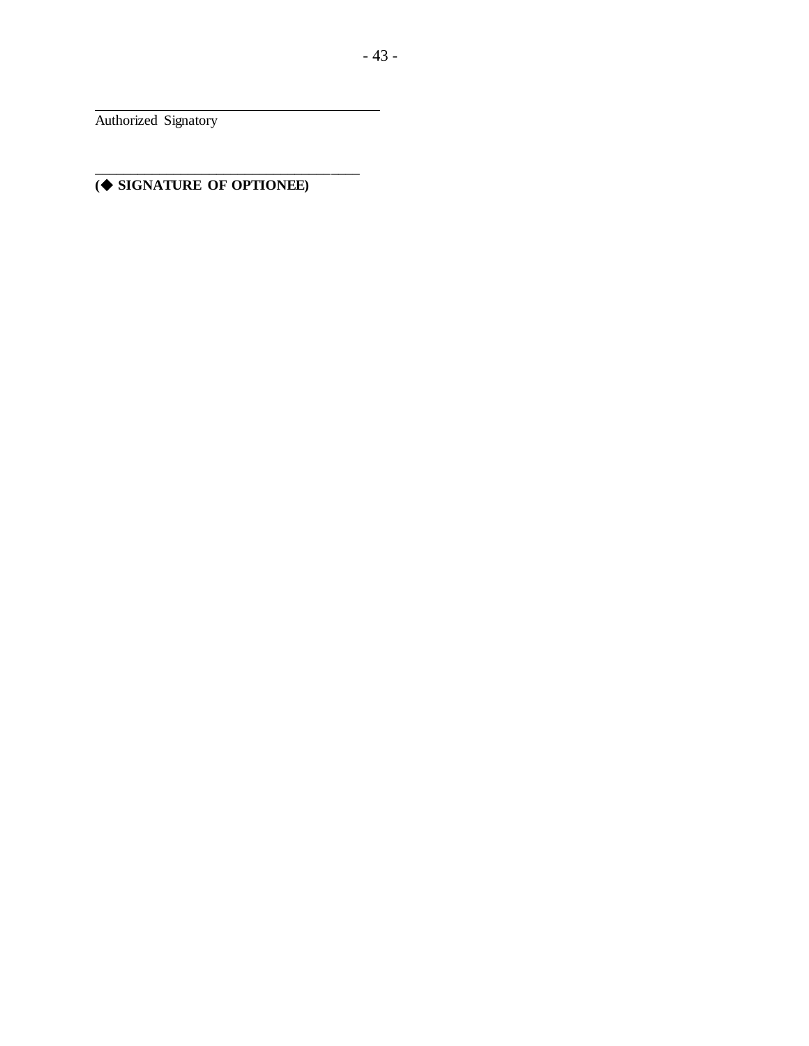\_\_\_\_\_\_\_\_\_\_\_\_\_\_\_\_\_\_\_\_\_\_\_\_\_\_\_\_\_\_\_\_\_\_\_\_\_\_\_\_
Authorized Signatory

\_\_\_\_\_\_\_\_\_\_\_\_\_\_\_\_\_\_\_\_\_\_\_\_\_\_\_\_\_\_\_\_\_\_\_\_\_\_\_\_
**(◆ SIGNATURE OF OPTIONEE)**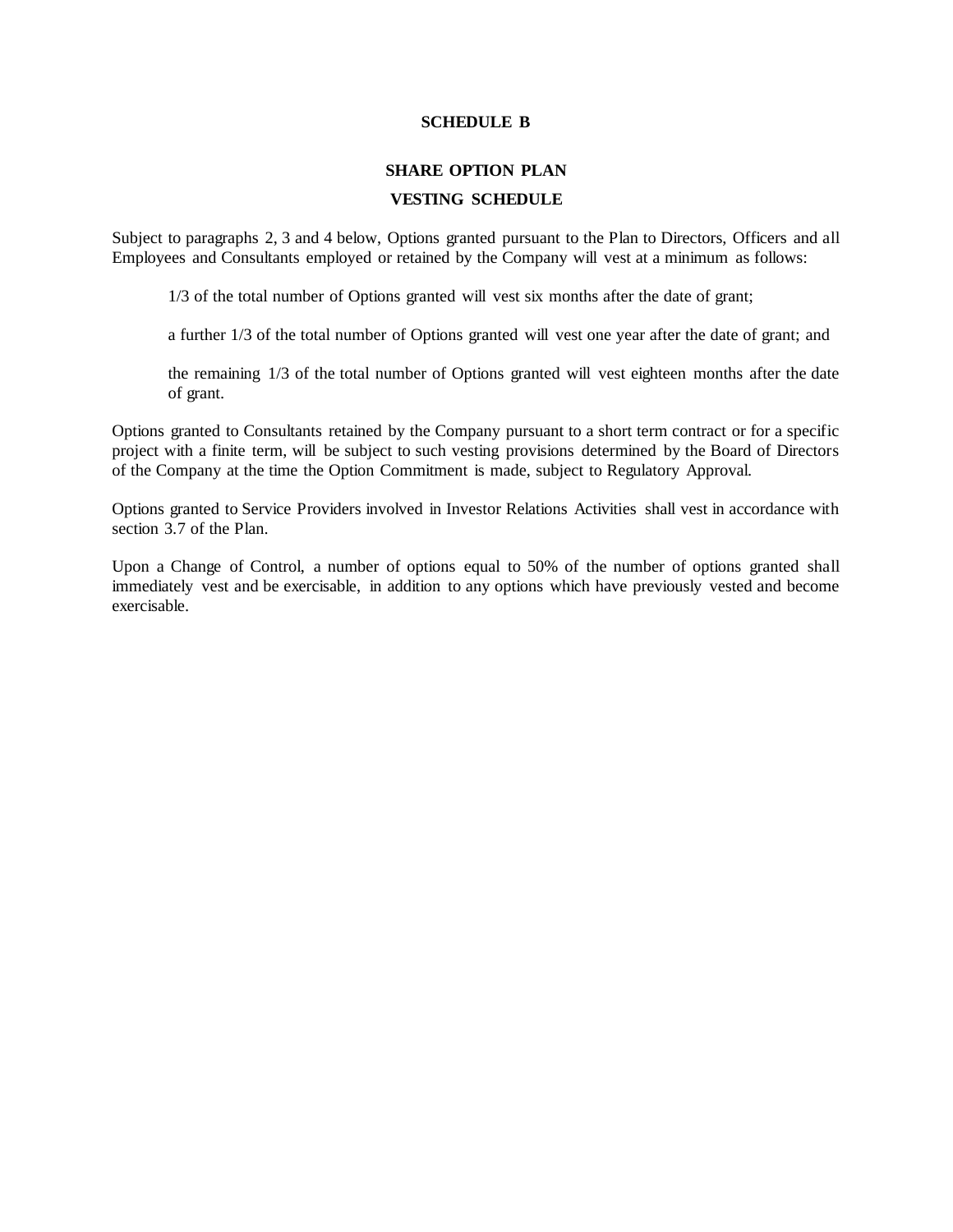**SCHEDULE B**

**SHARE OPTION PLAN**

**VESTING SCHEDULE**

Subject to paragraphs 2, 3 and 4 below, Options granted pursuant to the Plan to Directors, Officers and all Employees and Consultants employed or retained by the Company will vest at a minimum as follows:

> 1/3 of the total number of Options granted will vest six months after the date of grant;
>
> a further 1/3 of the total number of Options granted will vest one year after the date of grant; and
>
> the remaining 1/3 of the total number of Options granted will vest eighteen months after the date of grant.

Options granted to Consultants retained by the Company pursuant to a short term contract or for a specific project with a finite term, will be subject to such vesting provisions determined by the Board of Directors of the Company at the time the Option Commitment is made, subject to Regulatory Approval.

Options granted to Service Providers involved in Investor Relations Activities shall vest in accordance with section 3.7 of the Plan.

Upon a Change of Control, a number of options equal to 50% of the number of options granted shall immediately vest and be exercisable, in addition to any options which have previously vested and become exercisable.